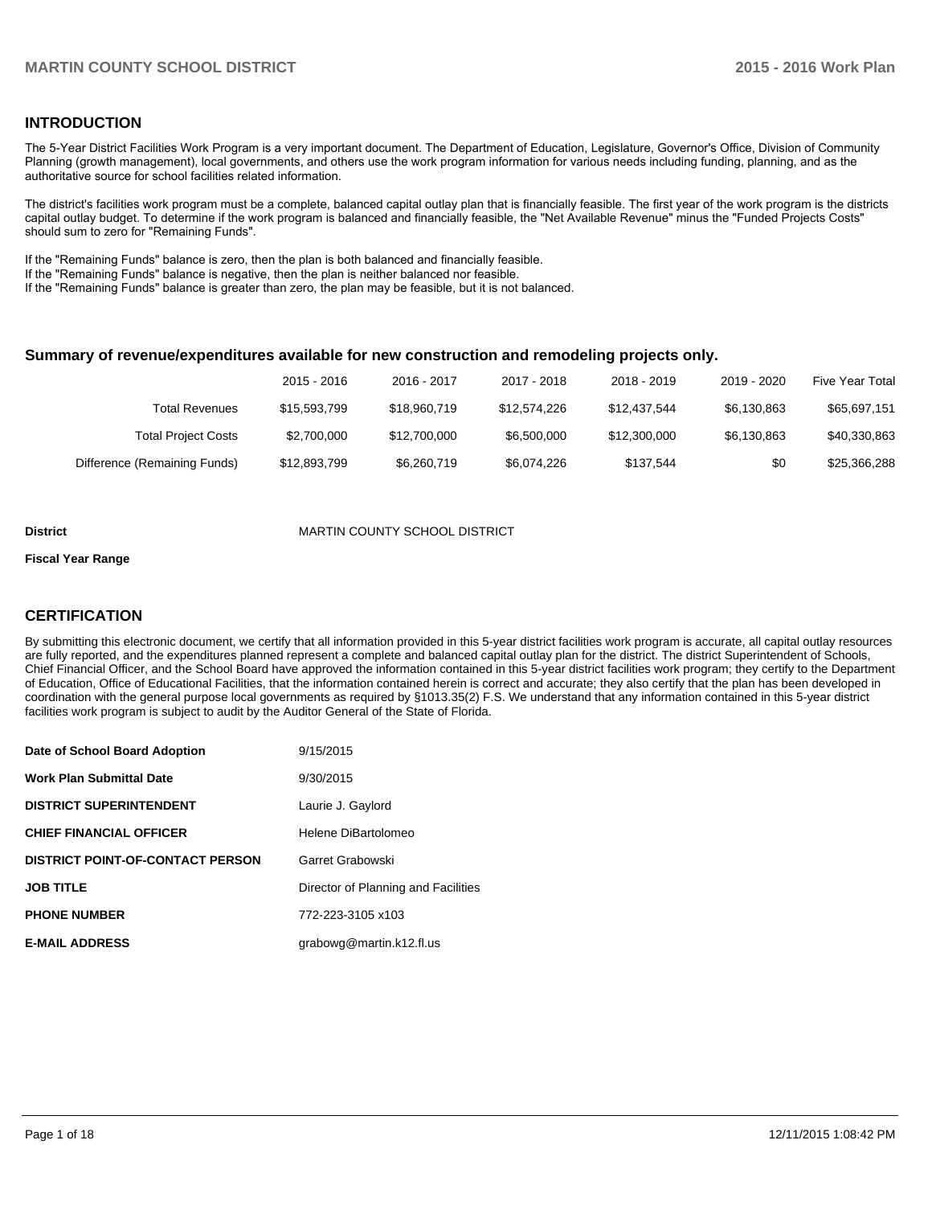## INTRODUCTION

The 5-Year District Facilities Work Program is a very important document. The Department of Education, Legislature, Governor's Office, Division of Community Planning (growth management), local governments, and others use the work program information for various needs including funding, planning, and as the authoritative source for school facilities related information.

The district's facilities work program must be a complete, balanced capital outlay plan that is financially feasible. The first year of the work program is the districts capital outlay budget. To determine if the work program is balanced and financially feasible, the "Net Available Revenue" minus the "Funded Projects Costs" should sum to zero for "Remaining Funds".

If the "Remaining Funds" balance is zero, then the plan is both balanced and financially feasible.
If the "Remaining Funds" balance is negative, then the plan is neither balanced nor feasible.
If the "Remaining Funds" balance is greater than zero, the plan may be feasible, but it is not balanced.

### Summary of revenue/expenditures available for new construction and remodeling projects only.

| | 2015 - 2016 | 2016 - 2017 | 2017 - 2018 | 2018 - 2019 | 2019 - 2020 | Five Year Total |
|---|---|---|---|---|---|---|
| Total Revenues | $15,593,799 | $18,960,719 | $12,574,226 | $12,437,544 | $6,130,863 | $65,697,151 |
| Total Project Costs | $2,700,000 | $12,700,000 | $6,500,000 | $12,300,000 | $6,130,863 | $40,330,863 |
| Difference (Remaining Funds) | $12,893,799 | $6,260,719 | $6,074,226 | $137,544 | $0 | $25,366,288 |

**District** MARTIN COUNTY SCHOOL DISTRICT

**Fiscal Year Range**

## CERTIFICATION

By submitting this electronic document, we certify that all information provided in this 5-year district facilities work program is accurate, all capital outlay resources are fully reported, and the expenditures planned represent a complete and balanced capital outlay plan for the district. The district Superintendent of Schools, Chief Financial Officer, and the School Board have approved the information contained in this 5-year district facilities work program; they certify to the Department of Education, Office of Educational Facilities, that the information contained herein is correct and accurate; they also certify that the plan has been developed in coordination with the general purpose local governments as required by §1013.35(2) F.S. We understand that any information contained in this 5-year district facilities work program is subject to audit by the Auditor General of the State of Florida.

| | |
|---|---|
| **Date of School Board Adoption** | 9/15/2015 |
| **Work Plan Submittal Date** | 9/30/2015 |
| **DISTRICT SUPERINTENDENT** | Laurie J. Gaylord |
| **CHIEF FINANCIAL OFFICER** | Helene DiBartolomeo |
| **DISTRICT POINT-OF-CONTACT PERSON** | Garret Grabowski |
| **JOB TITLE** | Director of Planning and Facilities |
| **PHONE NUMBER** | 772-223-3105 x103 |
| **E-MAIL ADDRESS** | grabowg@martin.k12.fl.us |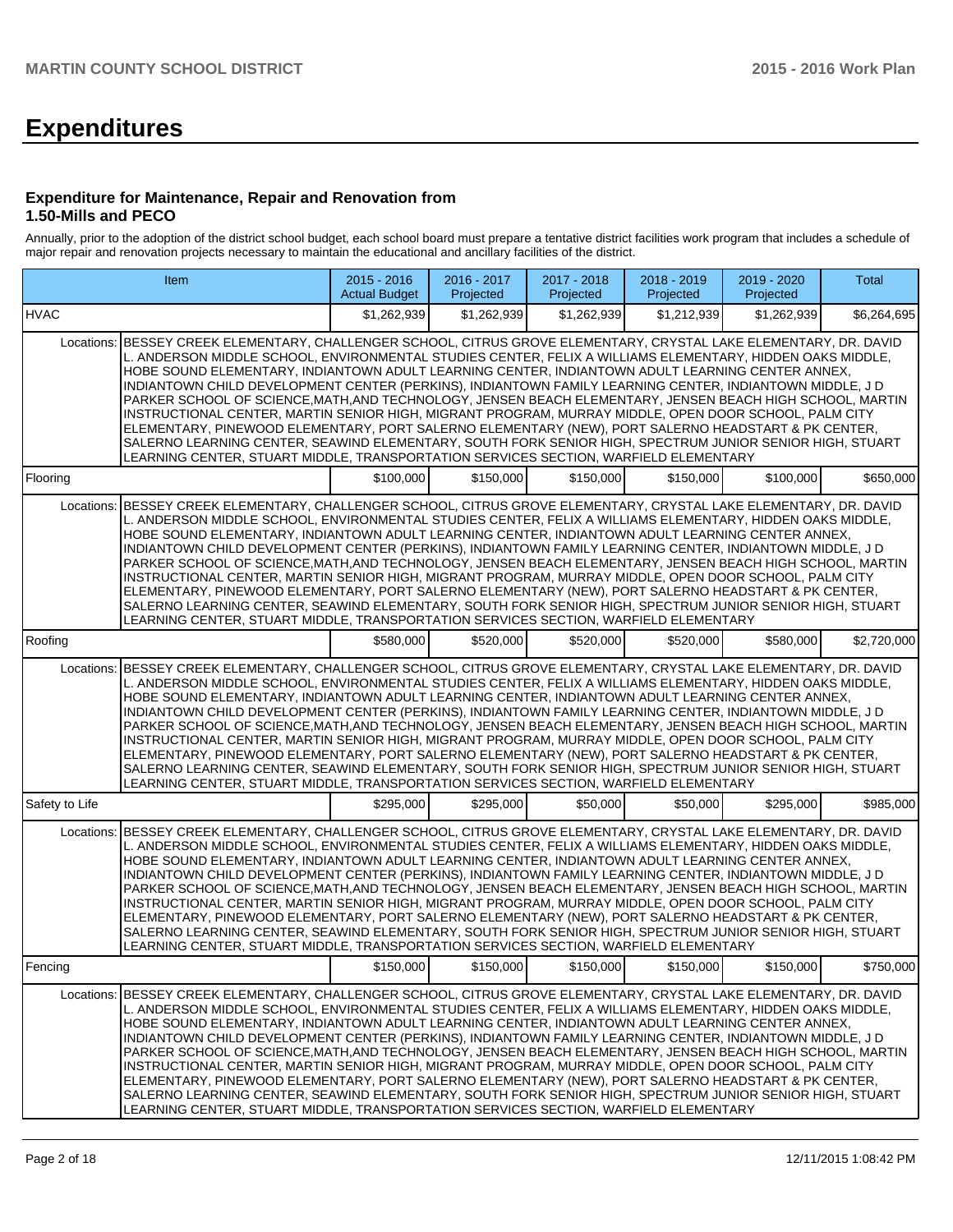# Expenditures

### Expenditure for Maintenance, Repair and Renovation from 1.50-Mills and PECO

Annually, prior to the adoption of the district school budget, each school board must prepare a tentative district facilities work program that includes a schedule of major repair and renovation projects necessary to maintain the educational and ancillary facilities of the district.

| Item | | 2015 - 2016 Actual Budget | 2016 - 2017 Projected | 2017 - 2018 Projected | 2018 - 2019 Projected | 2019 - 2020 Projected | Total |
|---|---|---|---|---|---|---|---|
| HVAC | | $1,262,939 | $1,262,939 | $1,262,939 | $1,212,939 | $1,262,939 | $6,264,695 |
| Locations: | BESSEY CREEK ELEMENTARY, CHALLENGER SCHOOL, CITRUS GROVE ELEMENTARY, CRYSTAL LAKE ELEMENTARY, DR. DAVID L. ANDERSON MIDDLE SCHOOL, ENVIRONMENTAL STUDIES CENTER, FELIX A WILLIAMS ELEMENTARY, HIDDEN OAKS MIDDLE, HOBE SOUND ELEMENTARY, INDIANTOWN ADULT LEARNING CENTER, INDIANTOWN ADULT LEARNING CENTER ANNEX, INDIANTOWN CHILD DEVELOPMENT CENTER (PERKINS), INDIANTOWN FAMILY LEARNING CENTER, INDIANTOWN MIDDLE, J D PARKER SCHOOL OF SCIENCE,MATH,AND TECHNOLOGY, JENSEN BEACH ELEMENTARY, JENSEN BEACH HIGH SCHOOL, MARTIN INSTRUCTIONAL CENTER, MARTIN SENIOR HIGH, MIGRANT PROGRAM, MURRAY MIDDLE, OPEN DOOR SCHOOL, PALM CITY ELEMENTARY, PINEWOOD ELEMENTARY, PORT SALERNO ELEMENTARY (NEW), PORT SALERNO HEADSTART & PK CENTER, SALERNO LEARNING CENTER, SEAWIND ELEMENTARY, SOUTH FORK SENIOR HIGH, SPECTRUM JUNIOR SENIOR HIGH, STUART LEARNING CENTER, STUART MIDDLE, TRANSPORTATION SERVICES SECTION, WARFIELD ELEMENTARY | | | | | | |
| Flooring | | $100,000 | $150,000 | $150,000 | $150,000 | $100,000 | $650,000 |
| Locations: | BESSEY CREEK ELEMENTARY, CHALLENGER SCHOOL, CITRUS GROVE ELEMENTARY, CRYSTAL LAKE ELEMENTARY, DR. DAVID L. ANDERSON MIDDLE SCHOOL, ENVIRONMENTAL STUDIES CENTER, FELIX A WILLIAMS ELEMENTARY, HIDDEN OAKS MIDDLE, HOBE SOUND ELEMENTARY, INDIANTOWN ADULT LEARNING CENTER, INDIANTOWN ADULT LEARNING CENTER ANNEX, INDIANTOWN CHILD DEVELOPMENT CENTER (PERKINS), INDIANTOWN FAMILY LEARNING CENTER, INDIANTOWN MIDDLE, J D PARKER SCHOOL OF SCIENCE,MATH,AND TECHNOLOGY, JENSEN BEACH ELEMENTARY, JENSEN BEACH HIGH SCHOOL, MARTIN INSTRUCTIONAL CENTER, MARTIN SENIOR HIGH, MIGRANT PROGRAM, MURRAY MIDDLE, OPEN DOOR SCHOOL, PALM CITY ELEMENTARY, PINEWOOD ELEMENTARY, PORT SALERNO ELEMENTARY (NEW), PORT SALERNO HEADSTART & PK CENTER, SALERNO LEARNING CENTER, SEAWIND ELEMENTARY, SOUTH FORK SENIOR HIGH, SPECTRUM JUNIOR SENIOR HIGH, STUART LEARNING CENTER, STUART MIDDLE, TRANSPORTATION SERVICES SECTION, WARFIELD ELEMENTARY | | | | | | |
| Roofing | | $580,000 | $520,000 | $520,000 | $520,000 | $580,000 | $2,720,000 |
| Locations: | BESSEY CREEK ELEMENTARY, CHALLENGER SCHOOL, CITRUS GROVE ELEMENTARY, CRYSTAL LAKE ELEMENTARY, DR. DAVID L. ANDERSON MIDDLE SCHOOL, ENVIRONMENTAL STUDIES CENTER, FELIX A WILLIAMS ELEMENTARY, HIDDEN OAKS MIDDLE, HOBE SOUND ELEMENTARY, INDIANTOWN ADULT LEARNING CENTER, INDIANTOWN ADULT LEARNING CENTER ANNEX, INDIANTOWN CHILD DEVELOPMENT CENTER (PERKINS), INDIANTOWN FAMILY LEARNING CENTER, INDIANTOWN MIDDLE, J D PARKER SCHOOL OF SCIENCE,MATH,AND TECHNOLOGY, JENSEN BEACH ELEMENTARY, JENSEN BEACH HIGH SCHOOL, MARTIN INSTRUCTIONAL CENTER, MARTIN SENIOR HIGH, MIGRANT PROGRAM, MURRAY MIDDLE, OPEN DOOR SCHOOL, PALM CITY ELEMENTARY, PINEWOOD ELEMENTARY, PORT SALERNO ELEMENTARY (NEW), PORT SALERNO HEADSTART & PK CENTER, SALERNO LEARNING CENTER, SEAWIND ELEMENTARY, SOUTH FORK SENIOR HIGH, SPECTRUM JUNIOR SENIOR HIGH, STUART LEARNING CENTER, STUART MIDDLE, TRANSPORTATION SERVICES SECTION, WARFIELD ELEMENTARY | | | | | | |
| Safety to Life | | $295,000 | $295,000 | $50,000 | $50,000 | $295,000 | $985,000 |
| Locations: | BESSEY CREEK ELEMENTARY, CHALLENGER SCHOOL, CITRUS GROVE ELEMENTARY, CRYSTAL LAKE ELEMENTARY, DR. DAVID L. ANDERSON MIDDLE SCHOOL, ENVIRONMENTAL STUDIES CENTER, FELIX A WILLIAMS ELEMENTARY, HIDDEN OAKS MIDDLE, HOBE SOUND ELEMENTARY, INDIANTOWN ADULT LEARNING CENTER, INDIANTOWN ADULT LEARNING CENTER ANNEX, INDIANTOWN CHILD DEVELOPMENT CENTER (PERKINS), INDIANTOWN FAMILY LEARNING CENTER, INDIANTOWN MIDDLE, J D PARKER SCHOOL OF SCIENCE,MATH,AND TECHNOLOGY, JENSEN BEACH ELEMENTARY, JENSEN BEACH HIGH SCHOOL, MARTIN INSTRUCTIONAL CENTER, MARTIN SENIOR HIGH, MIGRANT PROGRAM, MURRAY MIDDLE, OPEN DOOR SCHOOL, PALM CITY ELEMENTARY, PINEWOOD ELEMENTARY, PORT SALERNO ELEMENTARY (NEW), PORT SALERNO HEADSTART & PK CENTER, SALERNO LEARNING CENTER, SEAWIND ELEMENTARY, SOUTH FORK SENIOR HIGH, SPECTRUM JUNIOR SENIOR HIGH, STUART LEARNING CENTER, STUART MIDDLE, TRANSPORTATION SERVICES SECTION, WARFIELD ELEMENTARY | | | | | | |
| Fencing | | $150,000 | $150,000 | $150,000 | $150,000 | $150,000 | $750,000 |
| Locations: | BESSEY CREEK ELEMENTARY, CHALLENGER SCHOOL, CITRUS GROVE ELEMENTARY, CRYSTAL LAKE ELEMENTARY, DR. DAVID L. ANDERSON MIDDLE SCHOOL, ENVIRONMENTAL STUDIES CENTER, FELIX A WILLIAMS ELEMENTARY, HIDDEN OAKS MIDDLE, HOBE SOUND ELEMENTARY, INDIANTOWN ADULT LEARNING CENTER, INDIANTOWN ADULT LEARNING CENTER ANNEX, INDIANTOWN CHILD DEVELOPMENT CENTER (PERKINS), INDIANTOWN FAMILY LEARNING CENTER, INDIANTOWN MIDDLE, J D PARKER SCHOOL OF SCIENCE,MATH,AND TECHNOLOGY, JENSEN BEACH ELEMENTARY, JENSEN BEACH HIGH SCHOOL, MARTIN INSTRUCTIONAL CENTER, MARTIN SENIOR HIGH, MIGRANT PROGRAM, MURRAY MIDDLE, OPEN DOOR SCHOOL, PALM CITY ELEMENTARY, PINEWOOD ELEMENTARY, PORT SALERNO ELEMENTARY (NEW), PORT SALERNO HEADSTART & PK CENTER, SALERNO LEARNING CENTER, SEAWIND ELEMENTARY, SOUTH FORK SENIOR HIGH, SPECTRUM JUNIOR SENIOR HIGH, STUART LEARNING CENTER, STUART MIDDLE, TRANSPORTATION SERVICES SECTION, WARFIELD ELEMENTARY | | | | | | |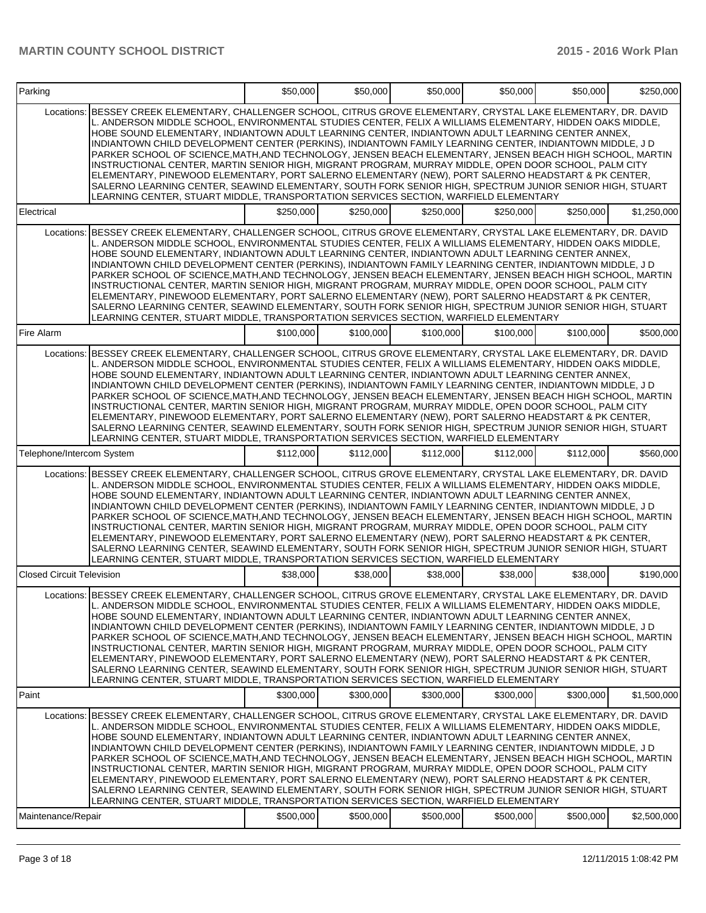| Item | | | | | | | |
|---|---|---|---|---|---|---|---|
| Parking | | $50,000 | $50,000 | $50,000 | $50,000 | $50,000 | $250,000 |
| | Locations: | BESSEY CREEK ELEMENTARY, CHALLENGER SCHOOL, CITRUS GROVE ELEMENTARY, CRYSTAL LAKE ELEMENTARY, DR. DAVID L. ANDERSON MIDDLE SCHOOL, ENVIRONMENTAL STUDIES CENTER, FELIX A WILLIAMS ELEMENTARY, HIDDEN OAKS MIDDLE, HOBE SOUND ELEMENTARY, INDIANTOWN ADULT LEARNING CENTER, INDIANTOWN ADULT LEARNING CENTER ANNEX, INDIANTOWN CHILD DEVELOPMENT CENTER (PERKINS), INDIANTOWN FAMILY LEARNING CENTER, INDIANTOWN MIDDLE, J D PARKER SCHOOL OF SCIENCE,MATH,AND TECHNOLOGY, JENSEN BEACH ELEMENTARY, JENSEN BEACH HIGH SCHOOL, MARTIN INSTRUCTIONAL CENTER, MARTIN SENIOR HIGH, MIGRANT PROGRAM, MURRAY MIDDLE, OPEN DOOR SCHOOL, PALM CITY ELEMENTARY, PINEWOOD ELEMENTARY, PORT SALERNO ELEMENTARY (NEW), PORT SALERNO HEADSTART & PK CENTER, SALERNO LEARNING CENTER, SEAWIND ELEMENTARY, SOUTH FORK SENIOR HIGH, SPECTRUM JUNIOR SENIOR HIGH, STUART LEARNING CENTER, STUART MIDDLE, TRANSPORTATION SERVICES SECTION, WARFIELD ELEMENTARY | | | | | |
| Electrical | | $250,000 | $250,000 | $250,000 | $250,000 | $250,000 | $1,250,000 |
| | Locations: | BESSEY CREEK ELEMENTARY, CHALLENGER SCHOOL, CITRUS GROVE ELEMENTARY, CRYSTAL LAKE ELEMENTARY, DR. DAVID L. ANDERSON MIDDLE SCHOOL, ENVIRONMENTAL STUDIES CENTER, FELIX A WILLIAMS ELEMENTARY, HIDDEN OAKS MIDDLE, HOBE SOUND ELEMENTARY, INDIANTOWN ADULT LEARNING CENTER, INDIANTOWN ADULT LEARNING CENTER ANNEX, INDIANTOWN CHILD DEVELOPMENT CENTER (PERKINS), INDIANTOWN FAMILY LEARNING CENTER, INDIANTOWN MIDDLE, J D PARKER SCHOOL OF SCIENCE,MATH,AND TECHNOLOGY, JENSEN BEACH ELEMENTARY, JENSEN BEACH HIGH SCHOOL, MARTIN INSTRUCTIONAL CENTER, MARTIN SENIOR HIGH, MIGRANT PROGRAM, MURRAY MIDDLE, OPEN DOOR SCHOOL, PALM CITY ELEMENTARY, PINEWOOD ELEMENTARY, PORT SALERNO ELEMENTARY (NEW), PORT SALERNO HEADSTART & PK CENTER, SALERNO LEARNING CENTER, SEAWIND ELEMENTARY, SOUTH FORK SENIOR HIGH, SPECTRUM JUNIOR SENIOR HIGH, STUART LEARNING CENTER, STUART MIDDLE, TRANSPORTATION SERVICES SECTION, WARFIELD ELEMENTARY | | | | | |
| Fire Alarm | | $100,000 | $100,000 | $100,000 | $100,000 | $100,000 | $500,000 |
| | Locations: | BESSEY CREEK ELEMENTARY, CHALLENGER SCHOOL, CITRUS GROVE ELEMENTARY, CRYSTAL LAKE ELEMENTARY, DR. DAVID L. ANDERSON MIDDLE SCHOOL, ENVIRONMENTAL STUDIES CENTER, FELIX A WILLIAMS ELEMENTARY, HIDDEN OAKS MIDDLE, HOBE SOUND ELEMENTARY, INDIANTOWN ADULT LEARNING CENTER, INDIANTOWN ADULT LEARNING CENTER ANNEX, INDIANTOWN CHILD DEVELOPMENT CENTER (PERKINS), INDIANTOWN FAMILY LEARNING CENTER, INDIANTOWN MIDDLE, J D PARKER SCHOOL OF SCIENCE,MATH,AND TECHNOLOGY, JENSEN BEACH ELEMENTARY, JENSEN BEACH HIGH SCHOOL, MARTIN INSTRUCTIONAL CENTER, MARTIN SENIOR HIGH, MIGRANT PROGRAM, MURRAY MIDDLE, OPEN DOOR SCHOOL, PALM CITY ELEMENTARY, PINEWOOD ELEMENTARY, PORT SALERNO ELEMENTARY (NEW), PORT SALERNO HEADSTART & PK CENTER, SALERNO LEARNING CENTER, SEAWIND ELEMENTARY, SOUTH FORK SENIOR HIGH, SPECTRUM JUNIOR SENIOR HIGH, STUART LEARNING CENTER, STUART MIDDLE, TRANSPORTATION SERVICES SECTION, WARFIELD ELEMENTARY | | | | | |
| Telephone/Intercom System | | $112,000 | $112,000 | $112,000 | $112,000 | $112,000 | $560,000 |
| | Locations: | BESSEY CREEK ELEMENTARY, CHALLENGER SCHOOL, CITRUS GROVE ELEMENTARY, CRYSTAL LAKE ELEMENTARY, DR. DAVID L. ANDERSON MIDDLE SCHOOL, ENVIRONMENTAL STUDIES CENTER, FELIX A WILLIAMS ELEMENTARY, HIDDEN OAKS MIDDLE, HOBE SOUND ELEMENTARY, INDIANTOWN ADULT LEARNING CENTER, INDIANTOWN ADULT LEARNING CENTER ANNEX, INDIANTOWN CHILD DEVELOPMENT CENTER (PERKINS), INDIANTOWN FAMILY LEARNING CENTER, INDIANTOWN MIDDLE, J D PARKER SCHOOL OF SCIENCE,MATH,AND TECHNOLOGY, JENSEN BEACH ELEMENTARY, JENSEN BEACH HIGH SCHOOL, MARTIN INSTRUCTIONAL CENTER, MARTIN SENIOR HIGH, MIGRANT PROGRAM, MURRAY MIDDLE, OPEN DOOR SCHOOL, PALM CITY ELEMENTARY, PINEWOOD ELEMENTARY, PORT SALERNO ELEMENTARY (NEW), PORT SALERNO HEADSTART & PK CENTER, SALERNO LEARNING CENTER, SEAWIND ELEMENTARY, SOUTH FORK SENIOR HIGH, SPECTRUM JUNIOR SENIOR HIGH, STUART LEARNING CENTER, STUART MIDDLE, TRANSPORTATION SERVICES SECTION, WARFIELD ELEMENTARY | | | | | |
| Closed Circuit Television | | $38,000 | $38,000 | $38,000 | $38,000 | $38,000 | $190,000 |
| | Locations: | BESSEY CREEK ELEMENTARY, CHALLENGER SCHOOL, CITRUS GROVE ELEMENTARY, CRYSTAL LAKE ELEMENTARY, DR. DAVID L. ANDERSON MIDDLE SCHOOL, ENVIRONMENTAL STUDIES CENTER, FELIX A WILLIAMS ELEMENTARY, HIDDEN OAKS MIDDLE, HOBE SOUND ELEMENTARY, INDIANTOWN ADULT LEARNING CENTER, INDIANTOWN ADULT LEARNING CENTER ANNEX, INDIANTOWN CHILD DEVELOPMENT CENTER (PERKINS), INDIANTOWN FAMILY LEARNING CENTER, INDIANTOWN MIDDLE, J D PARKER SCHOOL OF SCIENCE,MATH,AND TECHNOLOGY, JENSEN BEACH ELEMENTARY, JENSEN BEACH HIGH SCHOOL, MARTIN INSTRUCTIONAL CENTER, MARTIN SENIOR HIGH, MIGRANT PROGRAM, MURRAY MIDDLE, OPEN DOOR SCHOOL, PALM CITY ELEMENTARY, PINEWOOD ELEMENTARY, PORT SALERNO ELEMENTARY (NEW), PORT SALERNO HEADSTART & PK CENTER, SALERNO LEARNING CENTER, SEAWIND ELEMENTARY, SOUTH FORK SENIOR HIGH, SPECTRUM JUNIOR SENIOR HIGH, STUART LEARNING CENTER, STUART MIDDLE, TRANSPORTATION SERVICES SECTION, WARFIELD ELEMENTARY | | | | | |
| Paint | | $300,000 | $300,000 | $300,000 | $300,000 | $300,000 | $1,500,000 |
| | Locations: | BESSEY CREEK ELEMENTARY, CHALLENGER SCHOOL, CITRUS GROVE ELEMENTARY, CRYSTAL LAKE ELEMENTARY, DR. DAVID L. ANDERSON MIDDLE SCHOOL, ENVIRONMENTAL STUDIES CENTER, FELIX A WILLIAMS ELEMENTARY, HIDDEN OAKS MIDDLE, HOBE SOUND ELEMENTARY, INDIANTOWN ADULT LEARNING CENTER, INDIANTOWN ADULT LEARNING CENTER ANNEX, INDIANTOWN CHILD DEVELOPMENT CENTER (PERKINS), INDIANTOWN FAMILY LEARNING CENTER, INDIANTOWN MIDDLE, J D PARKER SCHOOL OF SCIENCE,MATH,AND TECHNOLOGY, JENSEN BEACH ELEMENTARY, JENSEN BEACH HIGH SCHOOL, MARTIN INSTRUCTIONAL CENTER, MARTIN SENIOR HIGH, MIGRANT PROGRAM, MURRAY MIDDLE, OPEN DOOR SCHOOL, PALM CITY ELEMENTARY, PINEWOOD ELEMENTARY, PORT SALERNO ELEMENTARY (NEW), PORT SALERNO HEADSTART & PK CENTER, SALERNO LEARNING CENTER, SEAWIND ELEMENTARY, SOUTH FORK SENIOR HIGH, SPECTRUM JUNIOR SENIOR HIGH, STUART LEARNING CENTER, STUART MIDDLE, TRANSPORTATION SERVICES SECTION, WARFIELD ELEMENTARY | | | | | |
| Maintenance/Repair | | $500,000 | $500,000 | $500,000 | $500,000 | $500,000 | $2,500,000 |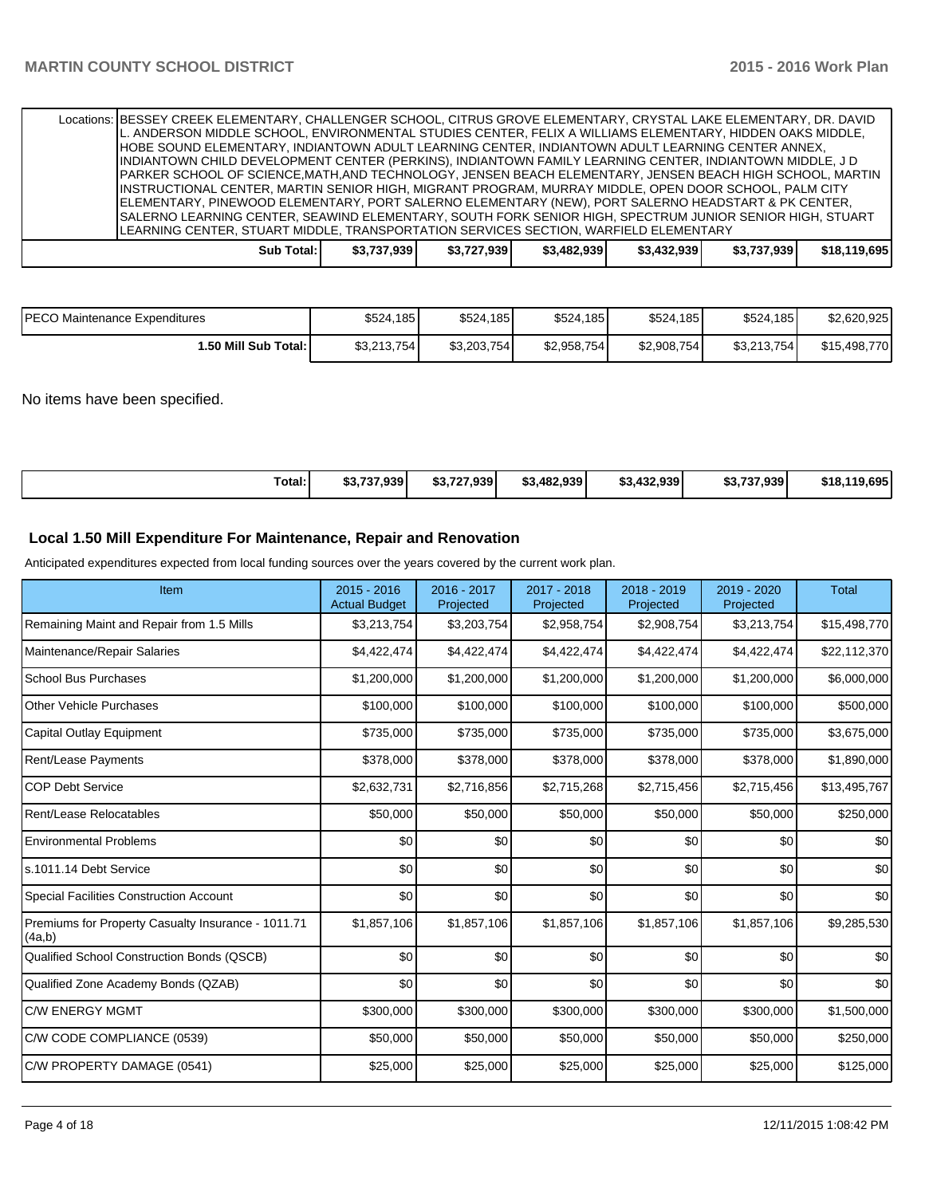| | | | | | | |
|---|---|---|---|---|---|---|
| Locations: BESSEY CREEK ELEMENTARY, CHALLENGER SCHOOL, CITRUS GROVE ELEMENTARY, CRYSTAL LAKE ELEMENTARY, DR. DAVID L. ANDERSON MIDDLE SCHOOL, ENVIRONMENTAL STUDIES CENTER, FELIX A WILLIAMS ELEMENTARY, HIDDEN OAKS MIDDLE, HOBE SOUND ELEMENTARY, INDIANTOWN ADULT LEARNING CENTER, INDIANTOWN ADULT LEARNING CENTER ANNEX, INDIANTOWN CHILD DEVELOPMENT CENTER (PERKINS), INDIANTOWN FAMILY LEARNING CENTER, INDIANTOWN MIDDLE, J D PARKER SCHOOL OF SCIENCE,MATH,AND TECHNOLOGY, JENSEN BEACH ELEMENTARY, JENSEN BEACH HIGH SCHOOL, MARTIN INSTRUCTIONAL CENTER, MARTIN SENIOR HIGH, MIGRANT PROGRAM, MURRAY MIDDLE, OPEN DOOR SCHOOL, PALM CITY ELEMENTARY, PINEWOOD ELEMENTARY, PORT SALERNO ELEMENTARY (NEW), PORT SALERNO HEADSTART & PK CENTER, SALERNO LEARNING CENTER, SEAWIND ELEMENTARY, SOUTH FORK SENIOR HIGH, SPECTRUM JUNIOR SENIOR HIGH, STUART LEARNING CENTER, STUART MIDDLE, TRANSPORTATION SERVICES SECTION, WARFIELD ELEMENTARY | | | | | | |
| **Sub Total:** | **$3,737,939** | **$3,727,939** | **$3,482,939** | **$3,432,939** | **$3,737,939** | **$18,119,695** |

| | | | | | | |
|---|---|---|---|---|---|---|
| PECO Maintenance Expenditures | $524,185 | $524,185 | $524,185 | $524,185 | $524,185 | $2,620,925 |
| **1.50 Mill Sub Total:** | $3,213,754 | $3,203,754 | $2,958,754 | $2,908,754 | $3,213,754 | $15,498,770 |

No items have been specified.

| | | | | | | |
|---|---|---|---|---|---|---|
| **Total:** | **$3,737,939** | **$3,727,939** | **$3,482,939** | **$3,432,939** | **$3,737,939** | **$18,119,695** |

## Local 1.50 Mill Expenditure For Maintenance, Repair and Renovation

Anticipated expenditures expected from local funding sources over the years covered by the current work plan.

| Item | 2015 - 2016 Actual Budget | 2016 - 2017 Projected | 2017 - 2018 Projected | 2018 - 2019 Projected | 2019 - 2020 Projected | Total |
|---|---|---|---|---|---|---|
| Remaining Maint and Repair from 1.5 Mills | $3,213,754 | $3,203,754 | $2,958,754 | $2,908,754 | $3,213,754 | $15,498,770 |
| Maintenance/Repair Salaries | $4,422,474 | $4,422,474 | $4,422,474 | $4,422,474 | $4,422,474 | $22,112,370 |
| School Bus Purchases | $1,200,000 | $1,200,000 | $1,200,000 | $1,200,000 | $1,200,000 | $6,000,000 |
| Other Vehicle Purchases | $100,000 | $100,000 | $100,000 | $100,000 | $100,000 | $500,000 |
| Capital Outlay Equipment | $735,000 | $735,000 | $735,000 | $735,000 | $735,000 | $3,675,000 |
| Rent/Lease Payments | $378,000 | $378,000 | $378,000 | $378,000 | $378,000 | $1,890,000 |
| COP Debt Service | $2,632,731 | $2,716,856 | $2,715,268 | $2,715,456 | $2,715,456 | $13,495,767 |
| Rent/Lease Relocatables | $50,000 | $50,000 | $50,000 | $50,000 | $50,000 | $250,000 |
| Environmental Problems | $0 | $0 | $0 | $0 | $0 | $0 |
| s.1011.14 Debt Service | $0 | $0 | $0 | $0 | $0 | $0 |
| Special Facilities Construction Account | $0 | $0 | $0 | $0 | $0 | $0 |
| Premiums for Property Casualty Insurance - 1011.71 (4a,b) | $1,857,106 | $1,857,106 | $1,857,106 | $1,857,106 | $1,857,106 | $9,285,530 |
| Qualified School Construction Bonds (QSCB) | $0 | $0 | $0 | $0 | $0 | $0 |
| Qualified Zone Academy Bonds (QZAB) | $0 | $0 | $0 | $0 | $0 | $0 |
| C/W ENERGY MGMT | $300,000 | $300,000 | $300,000 | $300,000 | $300,000 | $1,500,000 |
| C/W CODE COMPLIANCE (0539) | $50,000 | $50,000 | $50,000 | $50,000 | $50,000 | $250,000 |
| C/W PROPERTY DAMAGE (0541) | $25,000 | $25,000 | $25,000 | $25,000 | $25,000 | $125,000 |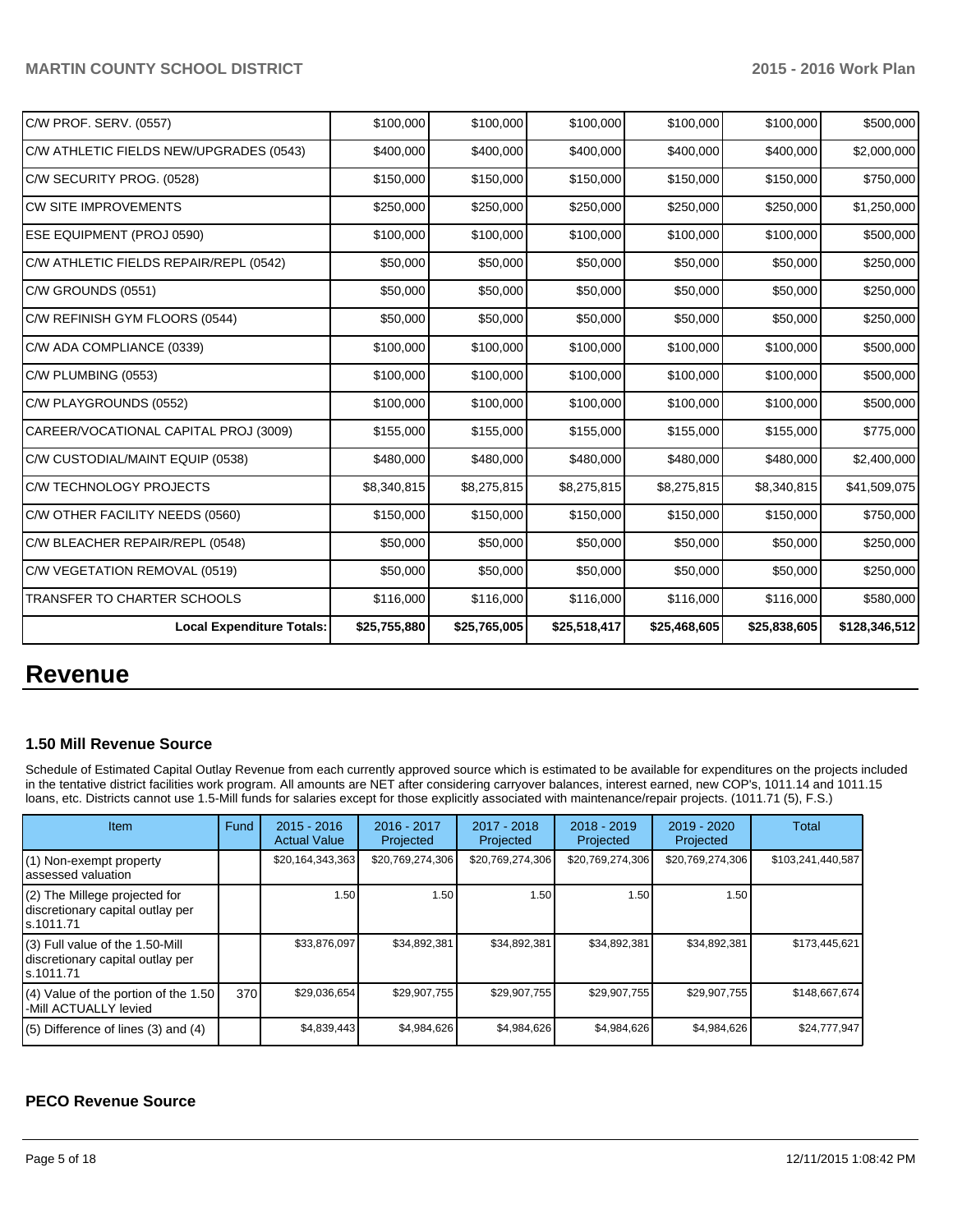| | | | | | | |
|---|---|---|---|---|---|---|
| C/W PROF. SERV. (0557) | $100,000 | $100,000 | $100,000 | $100,000 | $100,000 | $500,000 |
| C/W ATHLETIC FIELDS NEW/UPGRADES (0543) | $400,000 | $400,000 | $400,000 | $400,000 | $400,000 | $2,000,000 |
| C/W SECURITY PROG. (0528) | $150,000 | $150,000 | $150,000 | $150,000 | $150,000 | $750,000 |
| CW SITE IMPROVEMENTS | $250,000 | $250,000 | $250,000 | $250,000 | $250,000 | $1,250,000 |
| ESE EQUIPMENT (PROJ 0590) | $100,000 | $100,000 | $100,000 | $100,000 | $100,000 | $500,000 |
| C/W ATHLETIC FIELDS REPAIR/REPL (0542) | $50,000 | $50,000 | $50,000 | $50,000 | $50,000 | $250,000 |
| C/W GROUNDS (0551) | $50,000 | $50,000 | $50,000 | $50,000 | $50,000 | $250,000 |
| C/W REFINISH GYM FLOORS (0544) | $50,000 | $50,000 | $50,000 | $50,000 | $50,000 | $250,000 |
| C/W ADA COMPLIANCE (0339) | $100,000 | $100,000 | $100,000 | $100,000 | $100,000 | $500,000 |
| C/W PLUMBING (0553) | $100,000 | $100,000 | $100,000 | $100,000 | $100,000 | $500,000 |
| C/W PLAYGROUNDS (0552) | $100,000 | $100,000 | $100,000 | $100,000 | $100,000 | $500,000 |
| CAREER/VOCATIONAL CAPITAL PROJ (3009) | $155,000 | $155,000 | $155,000 | $155,000 | $155,000 | $775,000 |
| C/W CUSTODIAL/MAINT EQUIP (0538) | $480,000 | $480,000 | $480,000 | $480,000 | $480,000 | $2,400,000 |
| C/W TECHNOLOGY PROJECTS | $8,340,815 | $8,275,815 | $8,275,815 | $8,275,815 | $8,340,815 | $41,509,075 |
| C/W OTHER FACILITY NEEDS (0560) | $150,000 | $150,000 | $150,000 | $150,000 | $150,000 | $750,000 |
| C/W BLEACHER REPAIR/REPL (0548) | $50,000 | $50,000 | $50,000 | $50,000 | $50,000 | $250,000 |
| C/W VEGETATION REMOVAL (0519) | $50,000 | $50,000 | $50,000 | $50,000 | $50,000 | $250,000 |
| TRANSFER TO CHARTER SCHOOLS | $116,000 | $116,000 | $116,000 | $116,000 | $116,000 | $580,000 |
| **Local Expenditure Totals:** | **$25,755,880** | **$25,765,005** | **$25,518,417** | **$25,468,605** | **$25,838,605** | **$128,346,512** |

# Revenue

### 1.50 Mill Revenue Source

Schedule of Estimated Capital Outlay Revenue from each currently approved source which is estimated to be available for expenditures on the projects included in the tentative district facilities work program. All amounts are NET after considering carryover balances, interest earned, new COP's, 1011.14 and 1011.15 loans, etc. Districts cannot use 1.5-Mill funds for salaries except for those explicitly associated with maintenance/repair projects. (1011.71 (5), F.S.)

| Item | Fund | 2015 - 2016 Actual Value | 2016 - 2017 Projected | 2017 - 2018 Projected | 2018 - 2019 Projected | 2019 - 2020 Projected | Total |
|---|---|---|---|---|---|---|---|
| (1) Non-exempt property assessed valuation | | $20,164,343,363 | $20,769,274,306 | $20,769,274,306 | $20,769,274,306 | $20,769,274,306 | $103,241,440,587 |
| (2) The Millege projected for discretionary capital outlay per s.1011.71 | | 1.50 | 1.50 | 1.50 | 1.50 | 1.50 | |
| (3) Full value of the 1.50-Mill discretionary capital outlay per s.1011.71 | | $33,876,097 | $34,892,381 | $34,892,381 | $34,892,381 | $34,892,381 | $173,445,621 |
| (4) Value of the portion of the 1.50 -Mill ACTUALLY levied | 370 | $29,036,654 | $29,907,755 | $29,907,755 | $29,907,755 | $29,907,755 | $148,667,674 |
| (5) Difference of lines (3) and (4) | | $4,839,443 | $4,984,626 | $4,984,626 | $4,984,626 | $4,984,626 | $24,777,947 |

### PECO Revenue Source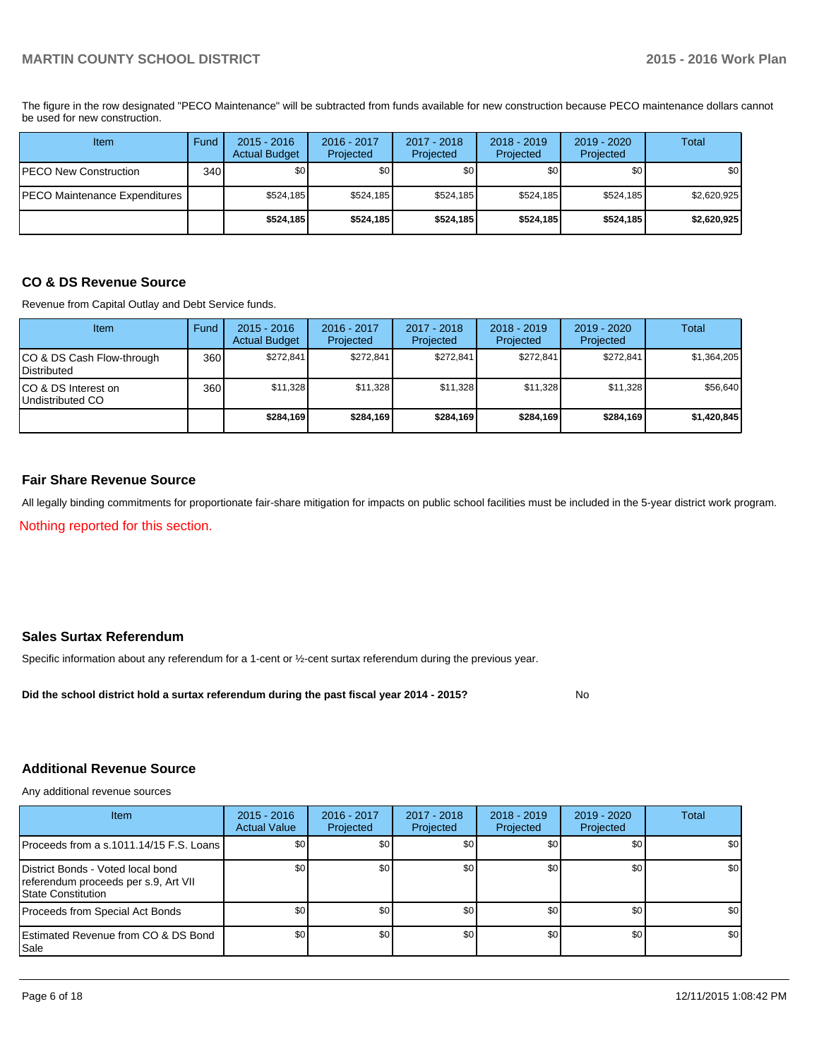The figure in the row designated "PECO Maintenance" will be subtracted from funds available for new construction because PECO maintenance dollars cannot be used for new construction.

| Item | Fund | 2015 - 2016 Actual Budget | 2016 - 2017 Projected | 2017 - 2018 Projected | 2018 - 2019 Projected | 2019 - 2020 Projected | Total |
|---|---|---|---|---|---|---|---|
| PECO New Construction | 340 | $0 | $0 | $0 | $0 | $0 | $0 |
| PECO Maintenance Expenditures | | $524,185 | $524,185 | $524,185 | $524,185 | $524,185 | $2,620,925 |
| | | **$524,185** | **$524,185** | **$524,185** | **$524,185** | **$524,185** | **$2,620,925** |

## CO & DS Revenue Source

Revenue from Capital Outlay and Debt Service funds.

| Item | Fund | 2015 - 2016 Actual Budget | 2016 - 2017 Projected | 2017 - 2018 Projected | 2018 - 2019 Projected | 2019 - 2020 Projected | Total |
|---|---|---|---|---|---|---|---|
| CO & DS Cash Flow-through Distributed | 360 | $272,841 | $272,841 | $272,841 | $272,841 | $272,841 | $1,364,205 |
| CO & DS Interest on Undistributed CO | 360 | $11,328 | $11,328 | $11,328 | $11,328 | $11,328 | $56,640 |
| | | **$284,169** | **$284,169** | **$284,169** | **$284,169** | **$284,169** | **$1,420,845** |

## Fair Share Revenue Source

All legally binding commitments for proportionate fair-share mitigation for impacts on public school facilities must be included in the 5-year district work program.

Nothing reported for this section.

## Sales Surtax Referendum

Specific information about any referendum for a 1-cent or ½-cent surtax referendum during the previous year.

**Did the school district hold a surtax referendum during the past fiscal year 2014 - 2015?** No

## Additional Revenue Source

Any additional revenue sources

| Item | 2015 - 2016 Actual Value | 2016 - 2017 Projected | 2017 - 2018 Projected | 2018 - 2019 Projected | 2019 - 2020 Projected | Total |
|---|---|---|---|---|---|---|
| Proceeds from a s.1011.14/15 F.S. Loans | $0 | $0 | $0 | $0 | $0 | $0 |
| District Bonds - Voted local bond referendum proceeds per s.9, Art VII State Constitution | $0 | $0 | $0 | $0 | $0 | $0 |
| Proceeds from Special Act Bonds | $0 | $0 | $0 | $0 | $0 | $0 |
| Estimated Revenue from CO & DS Bond Sale | $0 | $0 | $0 | $0 | $0 | $0 |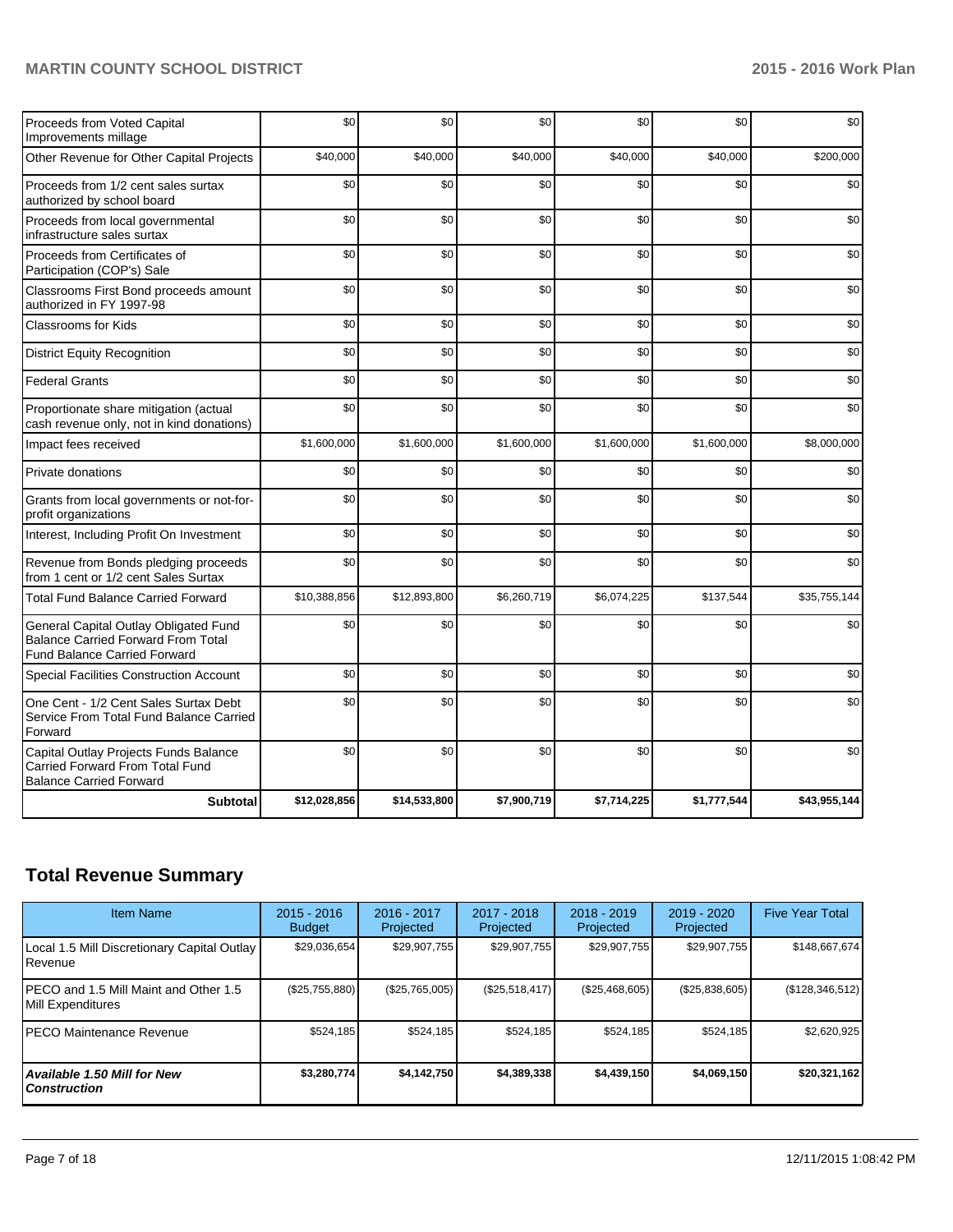| | | | | | | |
|---|---|---|---|---|---|---|
| Proceeds from Voted Capital Improvements millage | $0 | $0 | $0 | $0 | $0 | $0 |
| Other Revenue for Other Capital Projects | $40,000 | $40,000 | $40,000 | $40,000 | $40,000 | $200,000 |
| Proceeds from 1/2 cent sales surtax authorized by school board | $0 | $0 | $0 | $0 | $0 | $0 |
| Proceeds from local governmental infrastructure sales surtax | $0 | $0 | $0 | $0 | $0 | $0 |
| Proceeds from Certificates of Participation (COP's) Sale | $0 | $0 | $0 | $0 | $0 | $0 |
| Classrooms First Bond proceeds amount authorized in FY 1997-98 | $0 | $0 | $0 | $0 | $0 | $0 |
| Classrooms for Kids | $0 | $0 | $0 | $0 | $0 | $0 |
| District Equity Recognition | $0 | $0 | $0 | $0 | $0 | $0 |
| Federal Grants | $0 | $0 | $0 | $0 | $0 | $0 |
| Proportionate share mitigation (actual cash revenue only, not in kind donations) | $0 | $0 | $0 | $0 | $0 | $0 |
| Impact fees received | $1,600,000 | $1,600,000 | $1,600,000 | $1,600,000 | $1,600,000 | $8,000,000 |
| Private donations | $0 | $0 | $0 | $0 | $0 | $0 |
| Grants from local governments or not-for-profit organizations | $0 | $0 | $0 | $0 | $0 | $0 |
| Interest, Including Profit On Investment | $0 | $0 | $0 | $0 | $0 | $0 |
| Revenue from Bonds pledging proceeds from 1 cent or 1/2 cent Sales Surtax | $0 | $0 | $0 | $0 | $0 | $0 |
| Total Fund Balance Carried Forward | $10,388,856 | $12,893,800 | $6,260,719 | $6,074,225 | $137,544 | $35,755,144 |
| General Capital Outlay Obligated Fund Balance Carried Forward From Total Fund Balance Carried Forward | $0 | $0 | $0 | $0 | $0 | $0 |
| Special Facilities Construction Account | $0 | $0 | $0 | $0 | $0 | $0 |
| One Cent - 1/2 Cent Sales Surtax Debt Service From Total Fund Balance Carried Forward | $0 | $0 | $0 | $0 | $0 | $0 |
| Capital Outlay Projects Funds Balance Carried Forward From Total Fund Balance Carried Forward | $0 | $0 | $0 | $0 | $0 | $0 |
| **Subtotal** | **$12,028,856** | **$14,533,800** | **$7,900,719** | **$7,714,225** | **$1,777,544** | **$43,955,144** |

## Total Revenue Summary

| Item Name | 2015 - 2016 Budget | 2016 - 2017 Projected | 2017 - 2018 Projected | 2018 - 2019 Projected | 2019 - 2020 Projected | Five Year Total |
|---|---|---|---|---|---|---|
| Local 1.5 Mill Discretionary Capital Outlay Revenue | $29,036,654 | $29,907,755 | $29,907,755 | $29,907,755 | $29,907,755 | $148,667,674 |
| PECO and 1.5 Mill Maint and Other 1.5 Mill Expenditures | ($25,755,880) | ($25,765,005) | ($25,518,417) | ($25,468,605) | ($25,838,605) | ($128,346,512) |
| PECO Maintenance Revenue | $524,185 | $524,185 | $524,185 | $524,185 | $524,185 | $2,620,925 |
| ***Available 1.50 Mill for New Construction*** | **$3,280,774** | **$4,142,750** | **$4,389,338** | **$4,439,150** | **$4,069,150** | **$20,321,162** |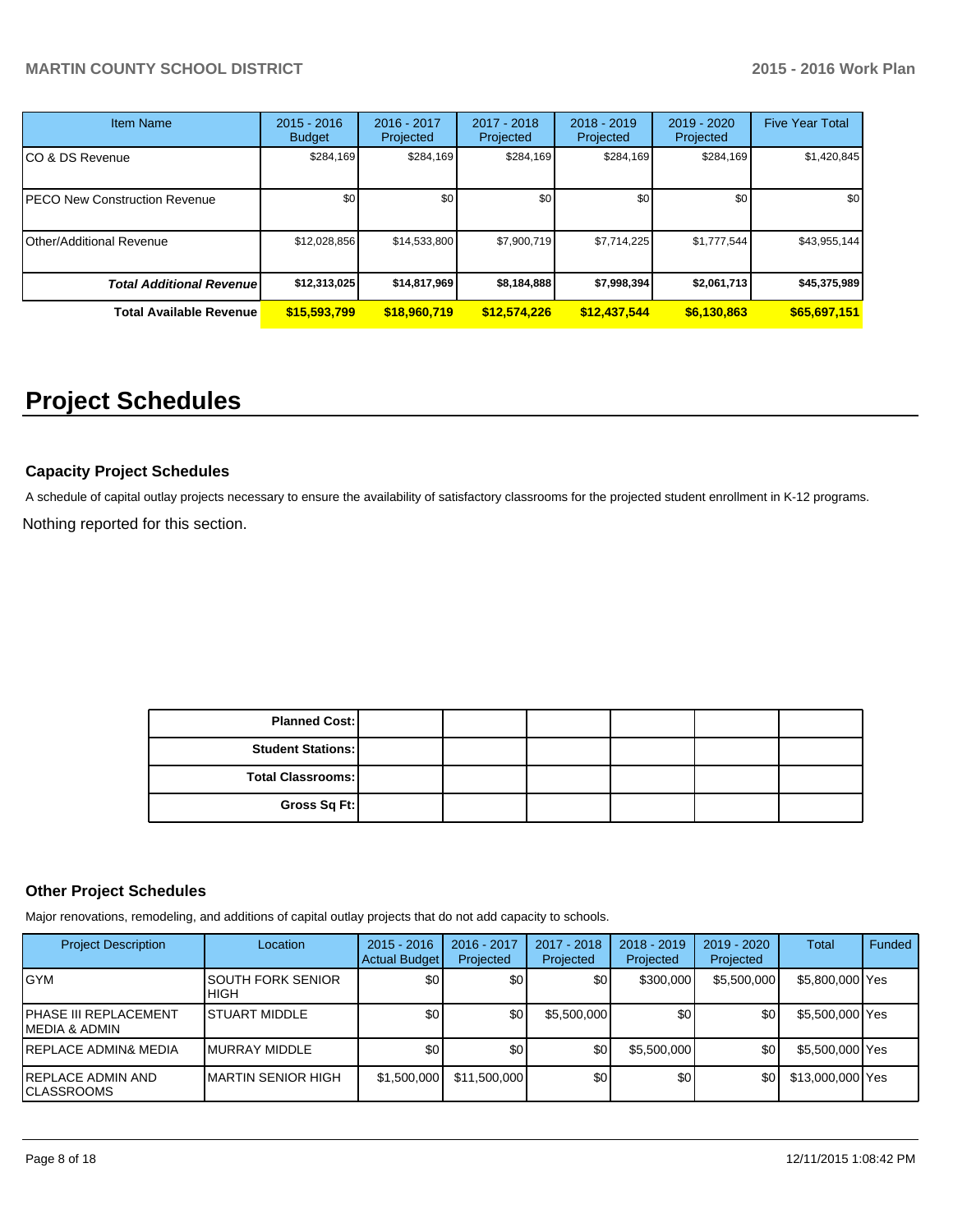| Item Name | 2015 - 2016 Budget | 2016 - 2017 Projected | 2017 - 2018 Projected | 2018 - 2019 Projected | 2019 - 2020 Projected | Five Year Total |
|---|---|---|---|---|---|---|
| CO & DS Revenue | $284,169 | $284,169 | $284,169 | $284,169 | $284,169 | $1,420,845 |
| PECO New Construction Revenue | $0 | $0 | $0 | $0 | $0 | $0 |
| Other/Additional Revenue | $12,028,856 | $14,533,800 | $7,900,719 | $7,714,225 | $1,777,544 | $43,955,144 |
| ***Total Additional Revenue*** | **$12,313,025** | **$14,817,969** | **$8,184,888** | **$7,998,394** | **$2,061,713** | **$45,375,989** |
| **Total Available Revenue** | **$15,593,799** | **$18,960,719** | **$12,574,226** | **$12,437,544** | **$6,130,863** | **$65,697,151** |

# Project Schedules

### Capacity Project Schedules

A schedule of capital outlay projects necessary to ensure the availability of satisfactory classrooms for the projected student enrollment in K-12 programs.

Nothing reported for this section.

| | | | | | | |
|---|---|---|---|---|---|---|
| **Planned Cost:** | | | | | | |
| **Student Stations:** | | | | | | |
| **Total Classrooms:** | | | | | | |
| **Gross Sq Ft:** | | | | | | |

### Other Project Schedules

Major renovations, remodeling, and additions of capital outlay projects that do not add capacity to schools.

| Project Description | Location | 2015 - 2016 Actual Budget | 2016 - 2017 Projected | 2017 - 2018 Projected | 2018 - 2019 Projected | 2019 - 2020 Projected | Total | Funded |
|---|---|---|---|---|---|---|---|---|
| GYM | SOUTH FORK SENIOR HIGH | $0 | $0 | $0 | $300,000 | $5,500,000 | $5,800,000 | Yes |
| PHASE III REPLACEMENT MEDIA & ADMIN | STUART MIDDLE | $0 | $0 | $5,500,000 | $0 | $0 | $5,500,000 | Yes |
| REPLACE ADMIN& MEDIA | MURRAY MIDDLE | $0 | $0 | $0 | $5,500,000 | $0 | $5,500,000 | Yes |
| REPLACE ADMIN AND CLASSROOMS | MARTIN SENIOR HIGH | $1,500,000 | $11,500,000 | $0 | $0 | $0 | $13,000,000 | Yes |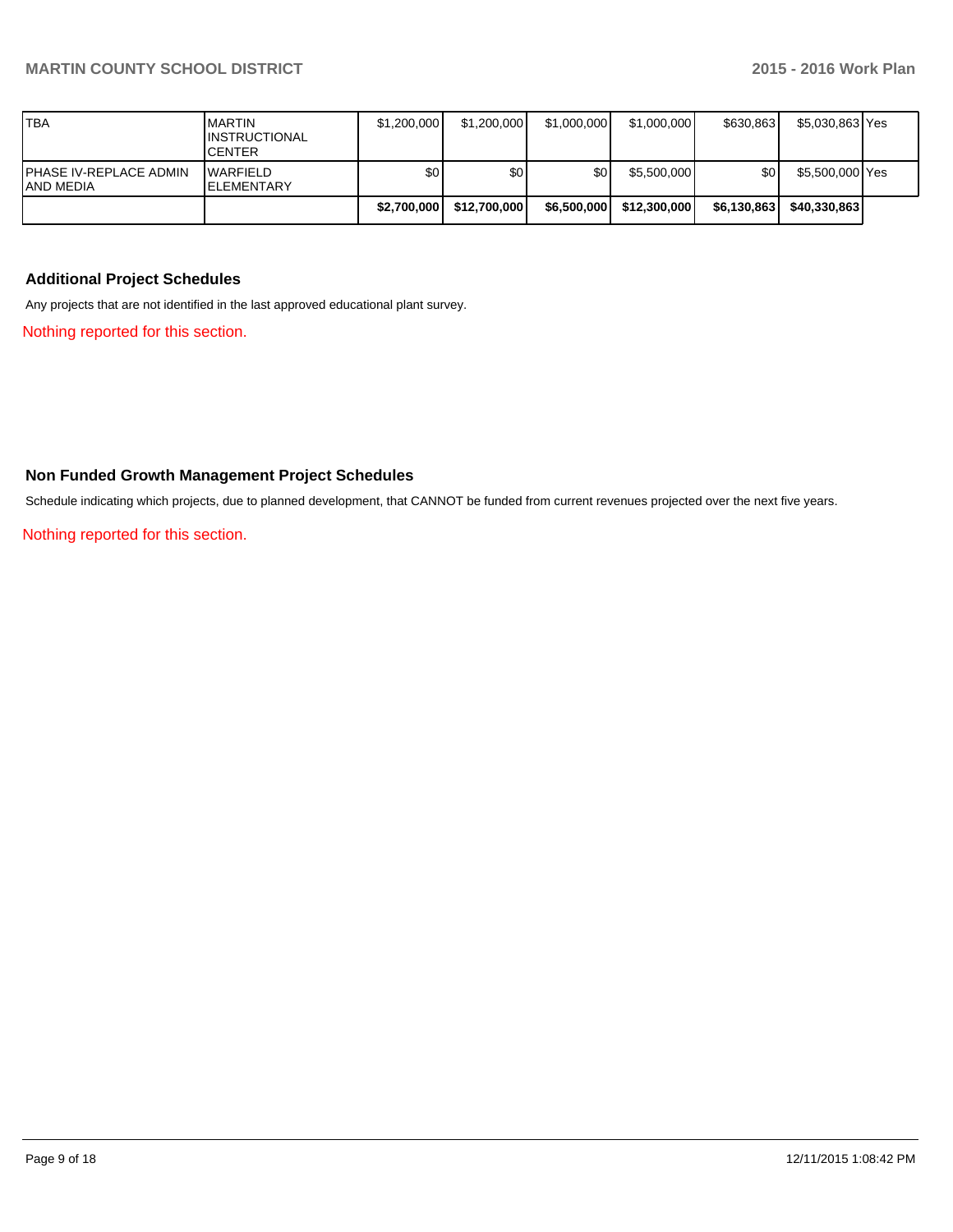| | | | | | | | | |
|---|---|---|---|---|---|---|---|---|
| TBA | MARTIN INSTRUCTIONAL CENTER | $1,200,000 | $1,200,000 | $1,000,000 | $1,000,000 | $630,863 | $5,030,863 | Yes |
| PHASE IV-REPLACE ADMIN AND MEDIA | WARFIELD ELEMENTARY | $0 | $0 | $0 | $5,500,000 | $0 | $5,500,000 | Yes |
| | | **$2,700,000** | **$12,700,000** | **$6,500,000** | **$12,300,000** | **$6,130,863** | **$40,330,863** | |

### Additional Project Schedules

Any projects that are not identified in the last approved educational plant survey.

Nothing reported for this section.

### Non Funded Growth Management Project Schedules

Schedule indicating which projects, due to planned development, that CANNOT be funded from current revenues projected over the next five years.

Nothing reported for this section.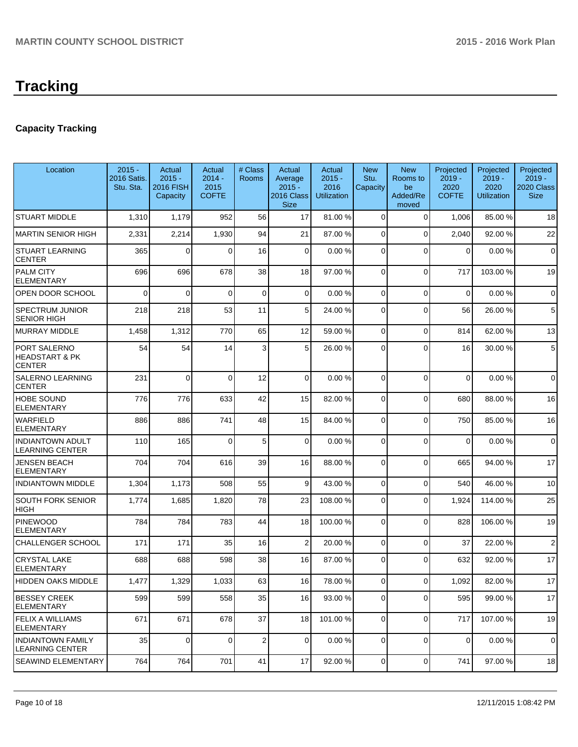# Tracking

## Capacity Tracking

| Location | 2015 - 2016 Satis. Stu. Sta. | Actual 2015 - 2016 FISH Capacity | Actual 2014 - 2015 COFTE | # Class Rooms | Actual Average 2015 - 2016 Class Size | Actual 2015 - 2016 Utilization | New Stu. Capacity | New Rooms to be Added/Removed | Projected 2019 - 2020 COFTE | Projected 2019 - 2020 Utilization | Projected 2019 - 2020 Class Size |
|---|---|---|---|---|---|---|---|---|---|---|---|
| STUART MIDDLE | 1,310 | 1,179 | 952 | 56 | 17 | 81.00 % | 0 | 0 | 1,006 | 85.00 % | 18 |
| MARTIN SENIOR HIGH | 2,331 | 2,214 | 1,930 | 94 | 21 | 87.00 % | 0 | 0 | 2,040 | 92.00 % | 22 |
| STUART LEARNING CENTER | 365 | 0 | 0 | 16 | 0 | 0.00 % | 0 | 0 | 0 | 0.00 % | 0 |
| PALM CITY ELEMENTARY | 696 | 696 | 678 | 38 | 18 | 97.00 % | 0 | 0 | 717 | 103.00 % | 19 |
| OPEN DOOR SCHOOL | 0 | 0 | 0 | 0 | 0 | 0.00 % | 0 | 0 | 0 | 0.00 % | 0 |
| SPECTRUM JUNIOR SENIOR HIGH | 218 | 218 | 53 | 11 | 5 | 24.00 % | 0 | 0 | 56 | 26.00 % | 5 |
| MURRAY MIDDLE | 1,458 | 1,312 | 770 | 65 | 12 | 59.00 % | 0 | 0 | 814 | 62.00 % | 13 |
| PORT SALERNO HEADSTART & PK CENTER | 54 | 54 | 14 | 3 | 5 | 26.00 % | 0 | 0 | 16 | 30.00 % | 5 |
| SALERNO LEARNING CENTER | 231 | 0 | 0 | 12 | 0 | 0.00 % | 0 | 0 | 0 | 0.00 % | 0 |
| HOBE SOUND ELEMENTARY | 776 | 776 | 633 | 42 | 15 | 82.00 % | 0 | 0 | 680 | 88.00 % | 16 |
| WARFIELD ELEMENTARY | 886 | 886 | 741 | 48 | 15 | 84.00 % | 0 | 0 | 750 | 85.00 % | 16 |
| INDIANTOWN ADULT LEARNING CENTER | 110 | 165 | 0 | 5 | 0 | 0.00 % | 0 | 0 | 0 | 0.00 % | 0 |
| JENSEN BEACH ELEMENTARY | 704 | 704 | 616 | 39 | 16 | 88.00 % | 0 | 0 | 665 | 94.00 % | 17 |
| INDIANTOWN MIDDLE | 1,304 | 1,173 | 508 | 55 | 9 | 43.00 % | 0 | 0 | 540 | 46.00 % | 10 |
| SOUTH FORK SENIOR HIGH | 1,774 | 1,685 | 1,820 | 78 | 23 | 108.00 % | 0 | 0 | 1,924 | 114.00 % | 25 |
| PINEWOOD ELEMENTARY | 784 | 784 | 783 | 44 | 18 | 100.00 % | 0 | 0 | 828 | 106.00 % | 19 |
| CHALLENGER SCHOOL | 171 | 171 | 35 | 16 | 2 | 20.00 % | 0 | 0 | 37 | 22.00 % | 2 |
| CRYSTAL LAKE ELEMENTARY | 688 | 688 | 598 | 38 | 16 | 87.00 % | 0 | 0 | 632 | 92.00 % | 17 |
| HIDDEN OAKS MIDDLE | 1,477 | 1,329 | 1,033 | 63 | 16 | 78.00 % | 0 | 0 | 1,092 | 82.00 % | 17 |
| BESSEY CREEK ELEMENTARY | 599 | 599 | 558 | 35 | 16 | 93.00 % | 0 | 0 | 595 | 99.00 % | 17 |
| FELIX A WILLIAMS ELEMENTARY | 671 | 671 | 678 | 37 | 18 | 101.00 % | 0 | 0 | 717 | 107.00 % | 19 |
| INDIANTOWN FAMILY LEARNING CENTER | 35 | 0 | 0 | 2 | 0 | 0.00 % | 0 | 0 | 0 | 0.00 % | 0 |
| SEAWIND ELEMENTARY | 764 | 764 | 701 | 41 | 17 | 92.00 % | 0 | 0 | 741 | 97.00 % | 18 |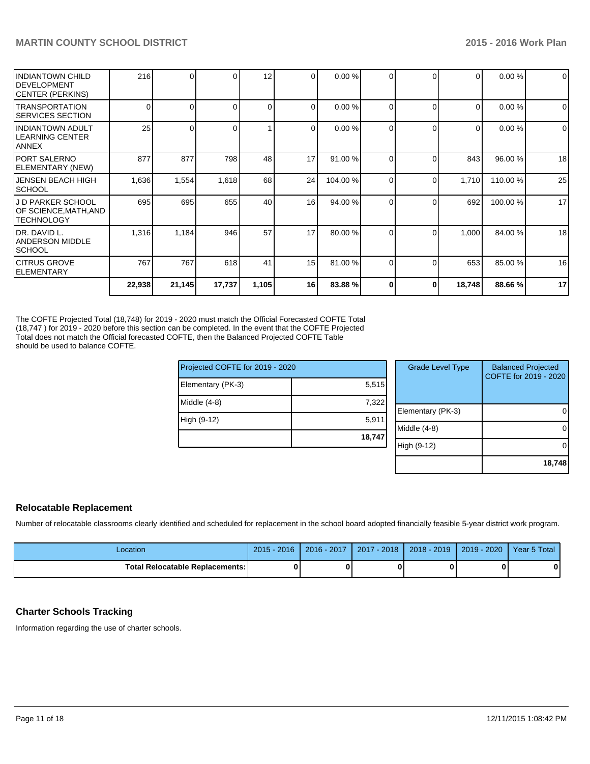| | | | | | | | | | | |
|---|---|---|---|---|---|---|---|---|---|---|
| INDIANTOWN CHILD DEVELOPMENT CENTER (PERKINS) | 216 | 0 | 0 | 12 | 0 | 0.00 % | 0 | 0 | 0 | 0.00 % | 0 |
| TRANSPORTATION SERVICES SECTION | 0 | 0 | 0 | 0 | 0 | 0.00 % | 0 | 0 | 0 | 0.00 % | 0 |
| INDIANTOWN ADULT LEARNING CENTER ANNEX | 25 | 0 | 0 | 1 | 0 | 0.00 % | 0 | 0 | 0 | 0.00 % | 0 |
| PORT SALERNO ELEMENTARY (NEW) | 877 | 877 | 798 | 48 | 17 | 91.00 % | 0 | 0 | 843 | 96.00 % | 18 |
| JENSEN BEACH HIGH SCHOOL | 1,636 | 1,554 | 1,618 | 68 | 24 | 104.00 % | 0 | 0 | 1,710 | 110.00 % | 25 |
| J D PARKER SCHOOL OF SCIENCE,MATH,AND TECHNOLOGY | 695 | 695 | 655 | 40 | 16 | 94.00 % | 0 | 0 | 692 | 100.00 % | 17 |
| DR. DAVID L. ANDERSON MIDDLE SCHOOL | 1,316 | 1,184 | 946 | 57 | 17 | 80.00 % | 0 | 0 | 1,000 | 84.00 % | 18 |
| CITRUS GROVE ELEMENTARY | 767 | 767 | 618 | 41 | 15 | 81.00 % | 0 | 0 | 653 | 85.00 % | 16 |
| | **22,938** | **21,145** | **17,737** | **1,105** | **16** | **83.88 %** | **0** | **0** | **18,748** | **88.66 %** | **17** |

The COFTE Projected Total (18,748) for 2019 - 2020 must match the Official Forecasted COFTE Total (18,747 ) for 2019 - 2020 before this section can be completed. In the event that the COFTE Projected Total does not match the Official forecasted COFTE, then the Balanced Projected COFTE Table should be used to balance COFTE.

| Projected COFTE for 2019 - 2020 | |
|---|---|
| Elementary (PK-3) | 5,515 |
| Middle (4-8) | 7,322 |
| High (9-12) | 5,911 |
| | **18,747** |

| Grade Level Type | Balanced Projected COFTE for 2019 - 2020 |
|---|---|
| Elementary (PK-3) | 0 |
| Middle (4-8) | 0 |
| High (9-12) | 0 |
| | **18,748** |

## Relocatable Replacement

Number of relocatable classrooms clearly identified and scheduled for replacement in the school board adopted financially feasible 5-year district work program.

| Location | 2015 - 2016 | 2016 - 2017 | 2017 - 2018 | 2018 - 2019 | 2019 - 2020 | Year 5 Total |
|---|---|---|---|---|---|---|
| **Total Relocatable Replacements:** | **0** | **0** | **0** | **0** | **0** | **0** |

## Charter Schools Tracking

Information regarding the use of charter schools.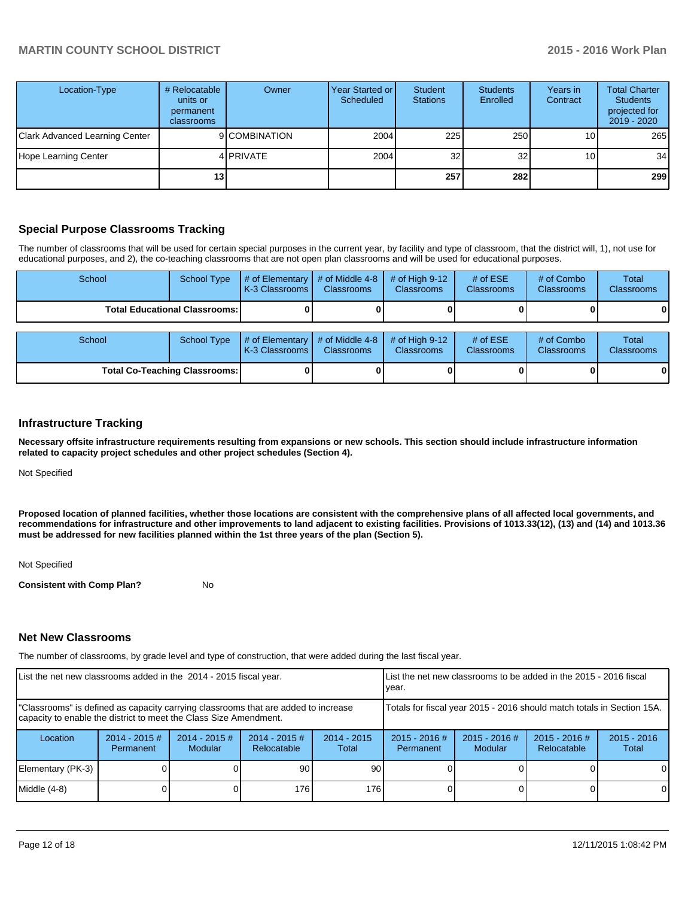| Location-Type | # Relocatable units or permanent classrooms | Owner | Year Started or Scheduled | Student Stations | Students Enrolled | Years in Contract | Total Charter Students projected for 2019 - 2020 |
|---|---|---|---|---|---|---|---|
| Clark Advanced Learning Center | 9 | COMBINATION | 2004 | 225 | 250 | 10 | 265 |
| Hope Learning Center | 4 | PRIVATE | 2004 | 32 | 32 | 10 | 34 |
| | **13** | | | **257** | **282** | | **299** |

## Special Purpose Classrooms Tracking

The number of classrooms that will be used for certain special purposes in the current year, by facility and type of classroom, that the district will, 1), not use for educational purposes, and 2), the co-teaching classrooms that are not open plan classrooms and will be used for educational purposes.

| School | School Type | # of Elementary K-3 Classrooms | # of Middle 4-8 Classrooms | # of High 9-12 Classrooms | # of ESE Classrooms | # of Combo Classrooms | Total Classrooms |
|---|---|---|---|---|---|---|---|
| **Total Educational Classrooms:** | | **0** | **0** | **0** | **0** | **0** | **0** |

| School | School Type | # of Elementary K-3 Classrooms | # of Middle 4-8 Classrooms | # of High 9-12 Classrooms | # of ESE Classrooms | # of Combo Classrooms | Total Classrooms |
|---|---|---|---|---|---|---|---|
| **Total Co-Teaching Classrooms:** | | **0** | **0** | **0** | **0** | **0** | **0** |

## Infrastructure Tracking

**Necessary offsite infrastructure requirements resulting from expansions or new schools. This section should include infrastructure information related to capacity project schedules and other project schedules (Section 4).**

Not Specified

**Proposed location of planned facilities, whether those locations are consistent with the comprehensive plans of all affected local governments, and recommendations for infrastructure and other improvements to land adjacent to existing facilities. Provisions of 1013.33(12), (13) and (14) and 1013.36 must be addressed for new facilities planned within the 1st three years of the plan (Section 5).**

Not Specified

**Consistent with Comp Plan?** No

## Net New Classrooms

The number of classrooms, by grade level and type of construction, that were added during the last fiscal year.

| List the net new classrooms added in the 2014 - 2015 fiscal year. | | | | | List the net new classrooms to be added in the 2015 - 2016 fiscal year. | | | |
|---|---|---|---|---|---|---|---|---|
| "Classrooms" is defined as capacity carrying classrooms that are added to increase capacity to enable the district to meet the Class Size Amendment. | | | | | Totals for fiscal year 2015 - 2016 should match totals in Section 15A. | | | |
| Location | 2014 - 2015 # Permanent | 2014 - 2015 # Modular | 2014 - 2015 # Relocatable | 2014 - 2015 Total | 2015 - 2016 # Permanent | 2015 - 2016 # Modular | 2015 - 2016 # Relocatable | 2015 - 2016 Total |
| Elementary (PK-3) | 0 | 0 | 90 | 90 | 0 | 0 | 0 | 0 |
| Middle (4-8) | 0 | 0 | 176 | 176 | 0 | 0 | 0 | 0 |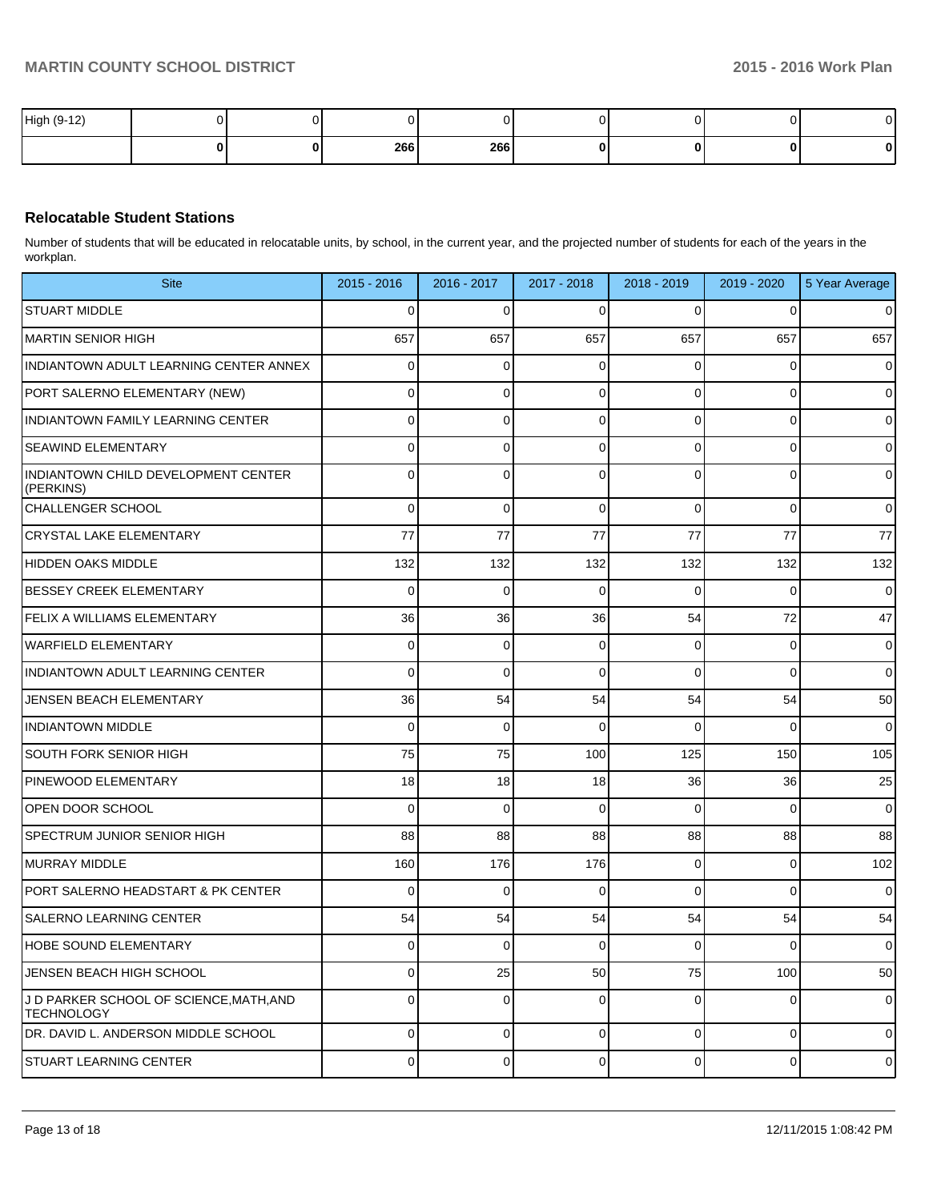| High (9-12) | 0 | 0 | 0 | 0 | 0 | 0 | 0 | 0 |
|---|---|---|---|---|---|---|---|---|
| | **0** | **0** | **266** | **266** | **0** | **0** | **0** | **0** |

### Relocatable Student Stations

Number of students that will be educated in relocatable units, by school, in the current year, and the projected number of students for each of the years in the workplan.

| Site | 2015 - 2016 | 2016 - 2017 | 2017 - 2018 | 2018 - 2019 | 2019 - 2020 | 5 Year Average |
|---|---|---|---|---|---|---|
| STUART MIDDLE | 0 | 0 | 0 | 0 | 0 | 0 |
| MARTIN SENIOR HIGH | 657 | 657 | 657 | 657 | 657 | 657 |
| INDIANTOWN ADULT LEARNING CENTER ANNEX | 0 | 0 | 0 | 0 | 0 | 0 |
| PORT SALERNO ELEMENTARY (NEW) | 0 | 0 | 0 | 0 | 0 | 0 |
| INDIANTOWN FAMILY LEARNING CENTER | 0 | 0 | 0 | 0 | 0 | 0 |
| SEAWIND ELEMENTARY | 0 | 0 | 0 | 0 | 0 | 0 |
| INDIANTOWN CHILD DEVELOPMENT CENTER (PERKINS) | 0 | 0 | 0 | 0 | 0 | 0 |
| CHALLENGER SCHOOL | 0 | 0 | 0 | 0 | 0 | 0 |
| CRYSTAL LAKE ELEMENTARY | 77 | 77 | 77 | 77 | 77 | 77 |
| HIDDEN OAKS MIDDLE | 132 | 132 | 132 | 132 | 132 | 132 |
| BESSEY CREEK ELEMENTARY | 0 | 0 | 0 | 0 | 0 | 0 |
| FELIX A WILLIAMS ELEMENTARY | 36 | 36 | 36 | 54 | 72 | 47 |
| WARFIELD ELEMENTARY | 0 | 0 | 0 | 0 | 0 | 0 |
| INDIANTOWN ADULT LEARNING CENTER | 0 | 0 | 0 | 0 | 0 | 0 |
| JENSEN BEACH ELEMENTARY | 36 | 54 | 54 | 54 | 54 | 50 |
| INDIANTOWN MIDDLE | 0 | 0 | 0 | 0 | 0 | 0 |
| SOUTH FORK SENIOR HIGH | 75 | 75 | 100 | 125 | 150 | 105 |
| PINEWOOD ELEMENTARY | 18 | 18 | 18 | 36 | 36 | 25 |
| OPEN DOOR SCHOOL | 0 | 0 | 0 | 0 | 0 | 0 |
| SPECTRUM JUNIOR SENIOR HIGH | 88 | 88 | 88 | 88 | 88 | 88 |
| MURRAY MIDDLE | 160 | 176 | 176 | 0 | 0 | 102 |
| PORT SALERNO HEADSTART & PK CENTER | 0 | 0 | 0 | 0 | 0 | 0 |
| SALERNO LEARNING CENTER | 54 | 54 | 54 | 54 | 54 | 54 |
| HOBE SOUND ELEMENTARY | 0 | 0 | 0 | 0 | 0 | 0 |
| JENSEN BEACH HIGH SCHOOL | 0 | 25 | 50 | 75 | 100 | 50 |
| J D PARKER SCHOOL OF SCIENCE,MATH,AND TECHNOLOGY | 0 | 0 | 0 | 0 | 0 | 0 |
| DR. DAVID L. ANDERSON MIDDLE SCHOOL | 0 | 0 | 0 | 0 | 0 | 0 |
| STUART LEARNING CENTER | 0 | 0 | 0 | 0 | 0 | 0 |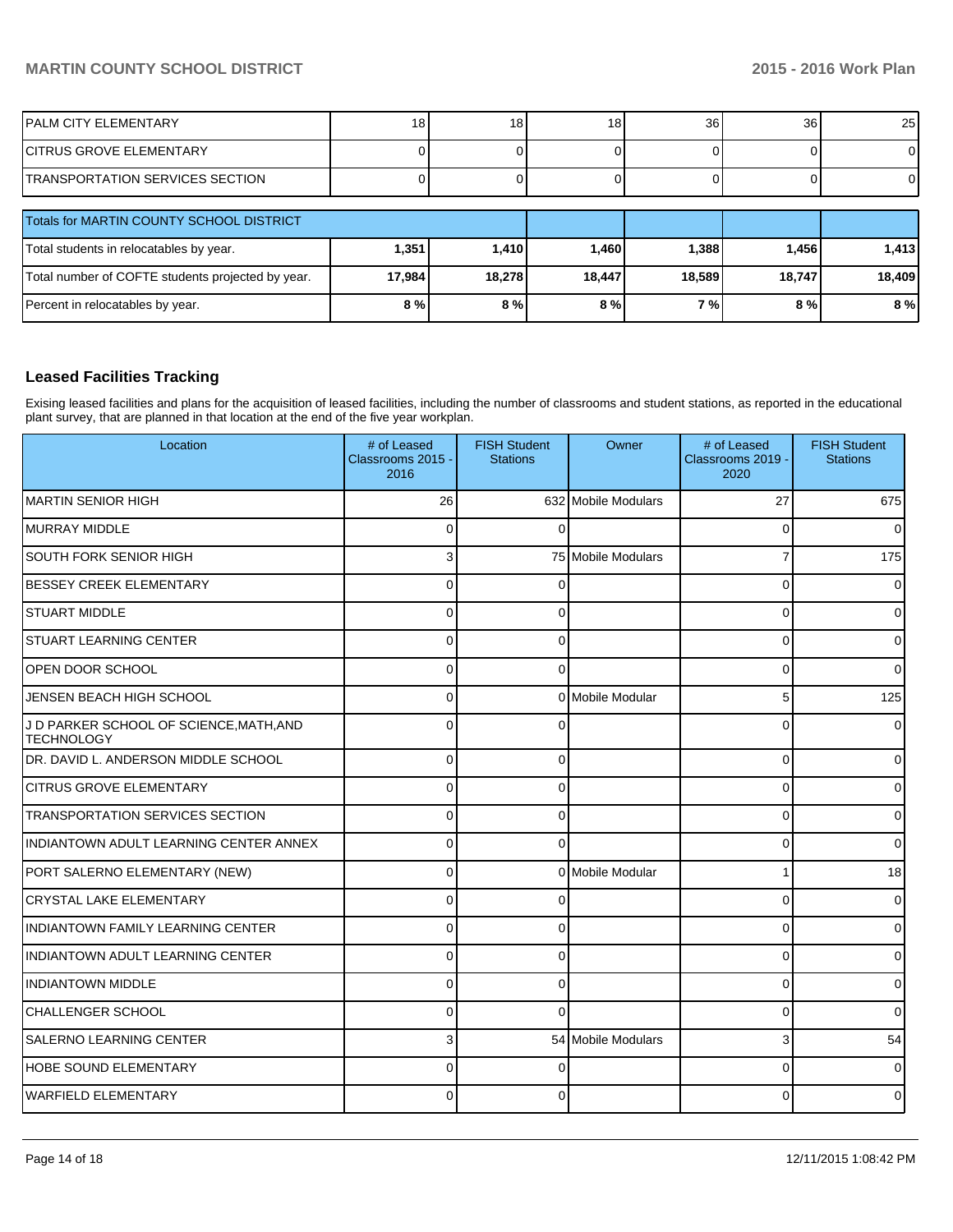| | | | | | | |
|---|---|---|---|---|---|---|
| PALM CITY ELEMENTARY | 18 | 18 | 18 | 36 | 36 | 25 |
| CITRUS GROVE ELEMENTARY | 0 | 0 | 0 | 0 | 0 | 0 |
| TRANSPORTATION SERVICES SECTION | 0 | 0 | 0 | 0 | 0 | 0 |

| Totals for MARTIN COUNTY SCHOOL DISTRICT | | | | | | |
|---|---|---|---|---|---|---|
| Total students in relocatables by year. | **1,351** | **1,410** | **1,460** | **1,388** | **1,456** | **1,413** |
| Total number of COFTE students projected by year. | **17,984** | **18,278** | **18,447** | **18,589** | **18,747** | **18,409** |
| Percent in relocatables by year. | **8 %** | **8 %** | **8 %** | **7 %** | **8 %** | **8 %** |

## Leased Facilities Tracking

Exising leased facilities and plans for the acquisition of leased facilities, including the number of classrooms and student stations, as reported in the educational plant survey, that are planned in that location at the end of the five year workplan.

| Location | # of Leased Classrooms 2015 - 2016 | FISH Student Stations | Owner | # of Leased Classrooms 2019 - 2020 | FISH Student Stations |
|---|---|---|---|---|---|
| MARTIN SENIOR HIGH | 26 | 632 | Mobile Modulars | 27 | 675 |
| MURRAY MIDDLE | 0 | 0 | | 0 | 0 |
| SOUTH FORK SENIOR HIGH | 3 | 75 | Mobile Modulars | 7 | 175 |
| BESSEY CREEK ELEMENTARY | 0 | 0 | | 0 | 0 |
| STUART MIDDLE | 0 | 0 | | 0 | 0 |
| STUART LEARNING CENTER | 0 | 0 | | 0 | 0 |
| OPEN DOOR SCHOOL | 0 | 0 | | 0 | 0 |
| JENSEN BEACH HIGH SCHOOL | 0 | 0 | Mobile Modular | 5 | 125 |
| J D PARKER SCHOOL OF SCIENCE,MATH,AND TECHNOLOGY | 0 | 0 | | 0 | 0 |
| DR. DAVID L. ANDERSON MIDDLE SCHOOL | 0 | 0 | | 0 | 0 |
| CITRUS GROVE ELEMENTARY | 0 | 0 | | 0 | 0 |
| TRANSPORTATION SERVICES SECTION | 0 | 0 | | 0 | 0 |
| INDIANTOWN ADULT LEARNING CENTER ANNEX | 0 | 0 | | 0 | 0 |
| PORT SALERNO ELEMENTARY (NEW) | 0 | 0 | Mobile Modular | 1 | 18 |
| CRYSTAL LAKE ELEMENTARY | 0 | 0 | | 0 | 0 |
| INDIANTOWN FAMILY LEARNING CENTER | 0 | 0 | | 0 | 0 |
| INDIANTOWN ADULT LEARNING CENTER | 0 | 0 | | 0 | 0 |
| INDIANTOWN MIDDLE | 0 | 0 | | 0 | 0 |
| CHALLENGER SCHOOL | 0 | 0 | | 0 | 0 |
| SALERNO LEARNING CENTER | 3 | 54 | Mobile Modulars | 3 | 54 |
| HOBE SOUND ELEMENTARY | 0 | 0 | | 0 | 0 |
| WARFIELD ELEMENTARY | 0 | 0 | | 0 | 0 |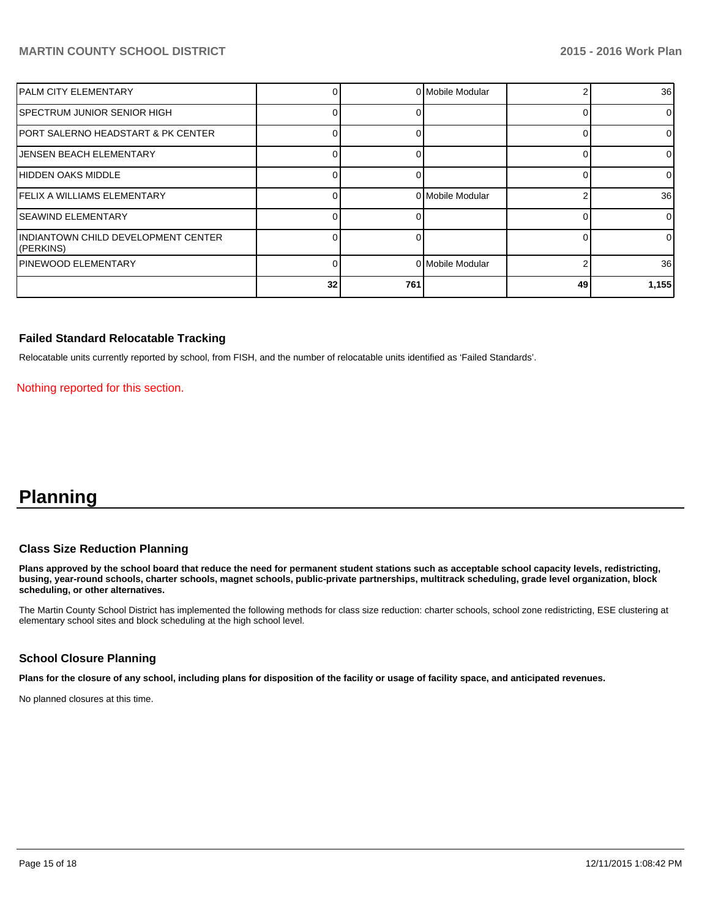| | | | | | |
|---|---|---|---|---|---|
| PALM CITY ELEMENTARY | 0 | 0 | Mobile Modular | 2 | 36 |
| SPECTRUM JUNIOR SENIOR HIGH | 0 | 0 | | 0 | 0 |
| PORT SALERNO HEADSTART & PK CENTER | 0 | 0 | | 0 | 0 |
| JENSEN BEACH ELEMENTARY | 0 | 0 | | 0 | 0 |
| HIDDEN OAKS MIDDLE | 0 | 0 | | 0 | 0 |
| FELIX A WILLIAMS ELEMENTARY | 0 | 0 | Mobile Modular | 2 | 36 |
| SEAWIND ELEMENTARY | 0 | 0 | | 0 | 0 |
| INDIANTOWN CHILD DEVELOPMENT CENTER (PERKINS) | 0 | 0 | | 0 | 0 |
| PINEWOOD ELEMENTARY | 0 | 0 | Mobile Modular | 2 | 36 |
| | **32** | **761** | | **49** | **1,155** |

### Failed Standard Relocatable Tracking

Relocatable units currently reported by school, from FISH, and the number of relocatable units identified as 'Failed Standards'.

Nothing reported for this section.

# Planning

### Class Size Reduction Planning

**Plans approved by the school board that reduce the need for permanent student stations such as acceptable school capacity levels, redistricting, busing, year-round schools, charter schools, magnet schools, public-private partnerships, multitrack scheduling, grade level organization, block scheduling, or other alternatives.**

The Martin County School District has implemented the following methods for class size reduction: charter schools, school zone redistricting, ESE clustering at elementary school sites and block scheduling at the high school level.

### School Closure Planning

**Plans for the closure of any school, including plans for disposition of the facility or usage of facility space, and anticipated revenues.**

No planned closures at this time.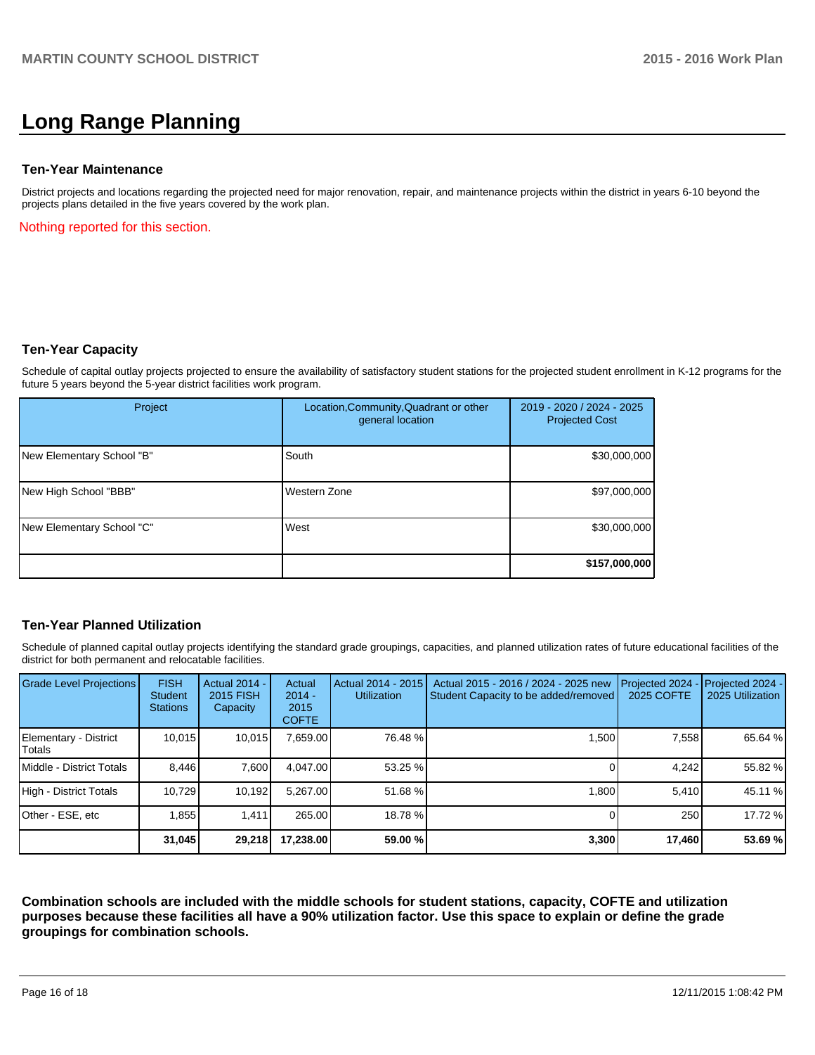# Long Range Planning

### Ten-Year Maintenance

District projects and locations regarding the projected need for major renovation, repair, and maintenance projects within the district in years 6-10 beyond the projects plans detailed in the five years covered by the work plan.

Nothing reported for this section.

### Ten-Year Capacity

Schedule of capital outlay projects projected to ensure the availability of satisfactory student stations for the projected student enrollment in K-12 programs for the future 5 years beyond the 5-year district facilities work program.

| Project | Location,Community,Quadrant or other general location | 2019 - 2020 / 2024 - 2025 Projected Cost |
|---|---|---|
| New Elementary School "B" | South | $30,000,000 |
| New High School "BBB" | Western Zone | $97,000,000 |
| New Elementary School "C" | West | $30,000,000 |
| | | **$157,000,000** |

### Ten-Year Planned Utilization

Schedule of planned capital outlay projects identifying the standard grade groupings, capacities, and planned utilization rates of future educational facilities of the district for both permanent and relocatable facilities.

| Grade Level Projections | FISH Student Stations | Actual 2014 - 2015 FISH Capacity | Actual 2014 - 2015 COFTE | Actual 2014 - 2015 Utilization | Actual 2015 - 2016 / 2024 - 2025 new Student Capacity to be added/removed | Projected 2024 - 2025 COFTE | Projected 2024 - 2025 Utilization |
|---|---|---|---|---|---|---|---|
| Elementary - District Totals | 10,015 | 10,015 | 7,659.00 | 76.48 % | 1,500 | 7,558 | 65.64 % |
| Middle - District Totals | 8,446 | 7,600 | 4,047.00 | 53.25 % | 0 | 4,242 | 55.82 % |
| High - District Totals | 10,729 | 10,192 | 5,267.00 | 51.68 % | 1,800 | 5,410 | 45.11 % |
| Other - ESE, etc | 1,855 | 1,411 | 265.00 | 18.78 % | 0 | 250 | 17.72 % |
| | **31,045** | **29,218** | **17,238.00** | **59.00 %** | **3,300** | **17,460** | **53.69 %** |

**Combination schools are included with the middle schools for student stations, capacity, COFTE and utilization purposes because these facilities all have a 90% utilization factor. Use this space to explain or define the grade groupings for combination schools.**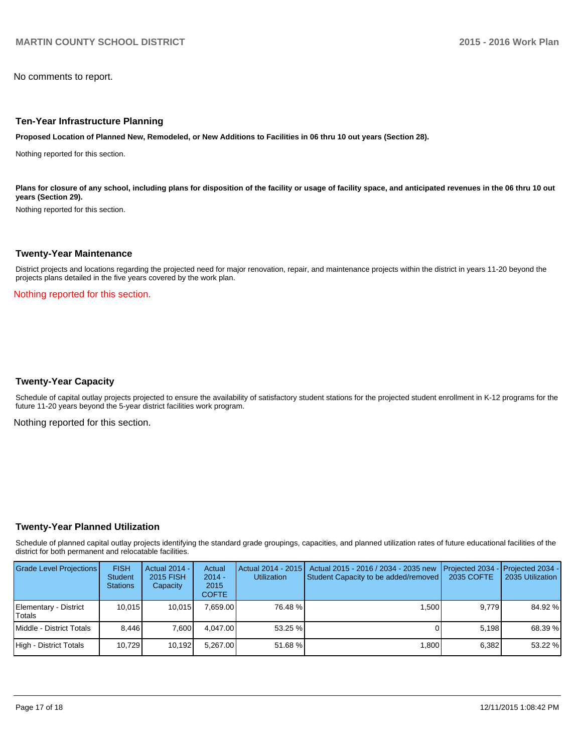No comments to report.

## Ten-Year Infrastructure Planning

**Proposed Location of Planned New, Remodeled, or New Additions to Facilities in 06 thru 10 out years (Section 28).**

Nothing reported for this section.

**Plans for closure of any school, including plans for disposition of the facility or usage of facility space, and anticipated revenues in the 06 thru 10 out years (Section 29).**

Nothing reported for this section.

## Twenty-Year Maintenance

District projects and locations regarding the projected need for major renovation, repair, and maintenance projects within the district in years 11-20 beyond the projects plans detailed in the five years covered by the work plan.

Nothing reported for this section.

## Twenty-Year Capacity

Schedule of capital outlay projects projected to ensure the availability of satisfactory student stations for the projected student enrollment in K-12 programs for the future 11-20 years beyond the 5-year district facilities work program.

Nothing reported for this section.

## Twenty-Year Planned Utilization

Schedule of planned capital outlay projects identifying the standard grade groupings, capacities, and planned utilization rates of future educational facilities of the district for both permanent and relocatable facilities.

| Grade Level Projections | FISH Student Stations | Actual 2014 - 2015 FISH Capacity | Actual 2014 - 2015 COFTE | Actual 2014 - 2015 Utilization | Actual 2015 - 2016 / 2034 - 2035 new Student Capacity to be added/removed | Projected 2034 - 2035 COFTE | Projected 2034 - 2035 Utilization |
|---|---|---|---|---|---|---|---|
| Elementary - District Totals | 10,015 | 10,015 | 7,659.00 | 76.48 % | 1,500 | 9,779 | 84.92 % |
| Middle - District Totals | 8,446 | 7,600 | 4,047.00 | 53.25 % | 0 | 5,198 | 68.39 % |
| High - District Totals | 10,729 | 10,192 | 5,267.00 | 51.68 % | 1,800 | 6,382 | 53.22 % |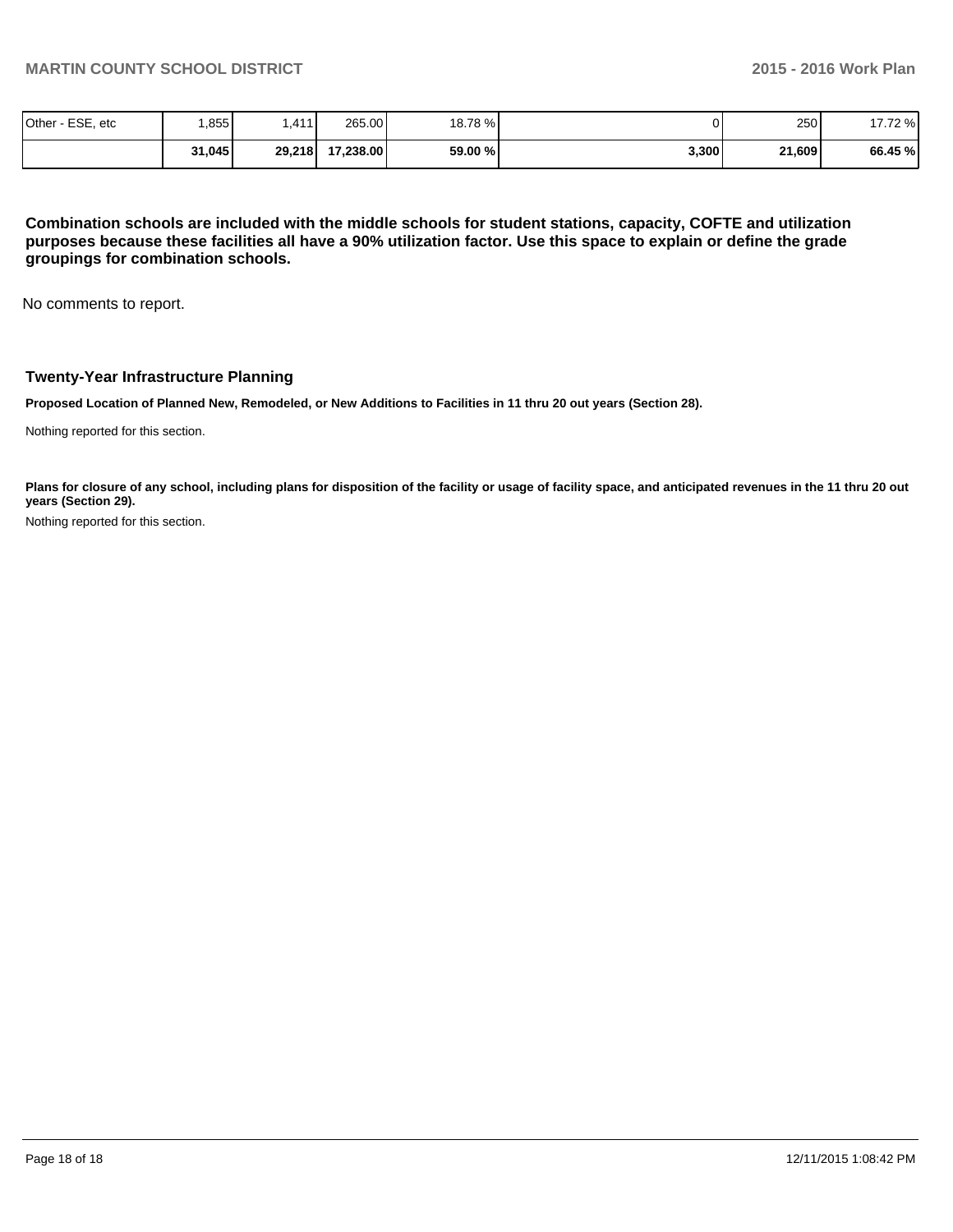| | | | | | | | |
|---|---|---|---|---|---|---|---|
| Other - ESE, etc | 1,855 | 1,411 | 265.00 | 18.78 % | 0 | 250 | 17.72 % |
| | **31,045** | **29,218** | **17,238.00** | **59.00 %** | **3,300** | **21,609** | **66.45 %** |

**Combination schools are included with the middle schools for student stations, capacity, COFTE and utilization purposes because these facilities all have a 90% utilization factor. Use this space to explain or define the grade groupings for combination schools.**

No comments to report.

### Twenty-Year Infrastructure Planning

**Proposed Location of Planned New, Remodeled, or New Additions to Facilities in 11 thru 20 out years (Section 28).**

Nothing reported for this section.

**Plans for closure of any school, including plans for disposition of the facility or usage of facility space, and anticipated revenues in the 11 thru 20 out years (Section 29).**

Nothing reported for this section.